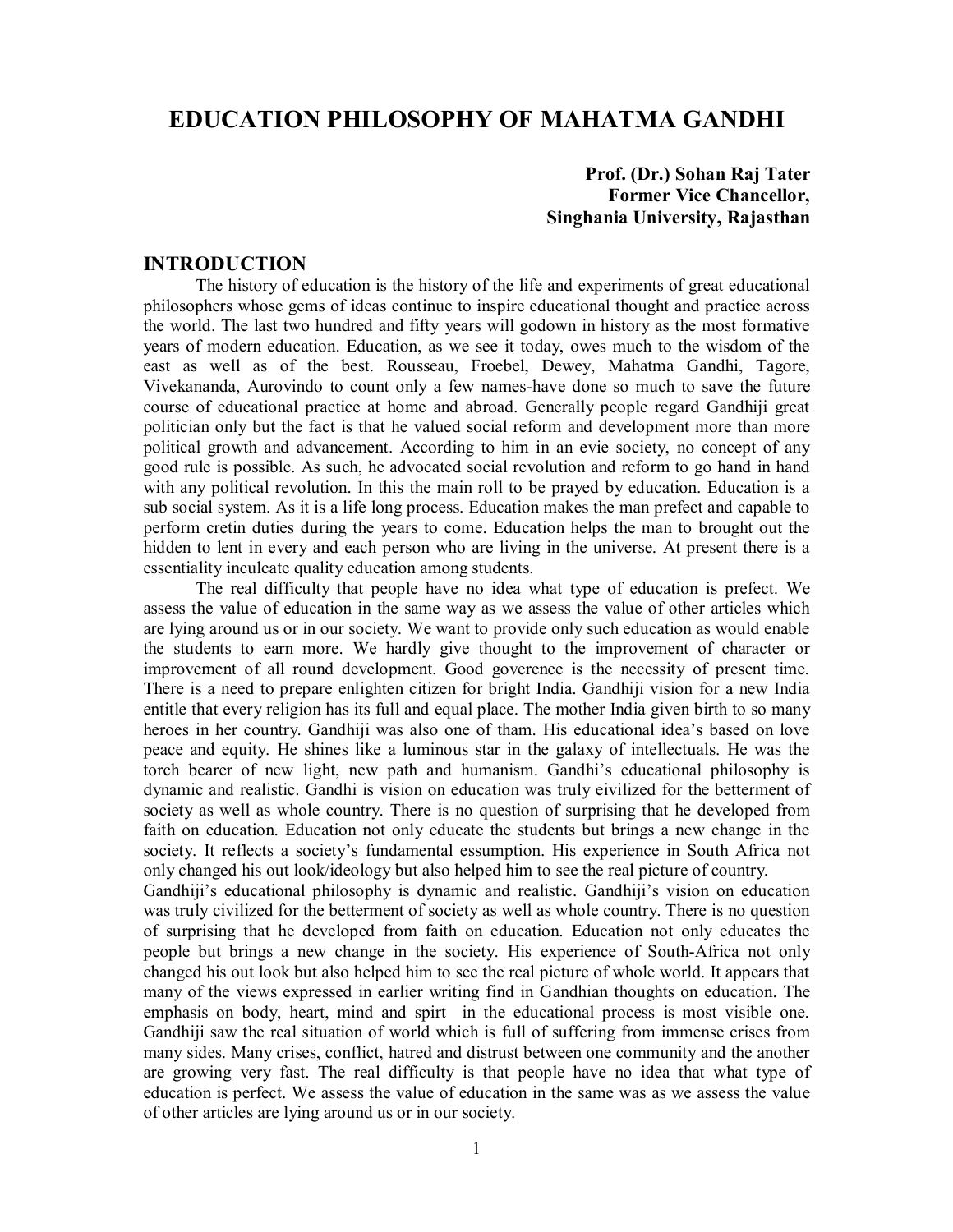# EDUCATION PHILOSOPHY OF MAHATMA GANDHI

**Prof. (Dr.) Sohan Raj Tater**
**Former Vice Chancellor,**
**Singhania University, Rajasthan**

## INTRODUCTION

The history of education is the history of the life and experiments of great educational philosophers whose gems of ideas continue to inspire educational thought and practice across the world. The last two hundred and fifty years will godown in history as the most formative years of modern education. Education, as we see it today, owes much to the wisdom of the east as well as of the best. Rousseau, Froebel, Dewey, Mahatma Gandhi, Tagore, Vivekananda, Aurovindo to count only a few names-have done so much to save the future course of educational practice at home and abroad. Generally people regard Gandhiji great politician only but the fact is that he valued social reform and development more than more political growth and advancement. According to him in an evie society, no concept of any good rule is possible. As such, he advocated social revolution and reform to go hand in hand with any political revolution. In this the main roll to be prayed by education. Education is a sub social system. As it is a life long process. Education makes the man prefect and capable to perform cretin duties during the years to come. Education helps the man to brought out the hidden to lent in every and each person who are living in the universe. At present there is a essentiality inculcate quality education among students.

The real difficulty that people have no idea what type of education is prefect. We assess the value of education in the same way as we assess the value of other articles which are lying around us or in our society. We want to provide only such education as would enable the students to earn more. We hardly give thought to the improvement of character or improvement of all round development. Good goverence is the necessity of present time. There is a need to prepare enlighten citizen for bright India. Gandhiji vision for a new India entitle that every religion has its full and equal place. The mother India given birth to so many heroes in her country. Gandhiji was also one of tham. His educational idea's based on love peace and equity. He shines like a luminous star in the galaxy of intellectuals. He was the torch bearer of new light, new path and humanism. Gandhi's educational philosophy is dynamic and realistic. Gandhi is vision on education was truly eivilized for the betterment of society as well as whole country. There is no question of surprising that he developed from faith on education. Education not only educate the students but brings a new change in the society. It reflects a society's fundamental essumption. His experience in South Africa not only changed his out look/ideology but also helped him to see the real picture of country.

Gandhiji's educational philosophy is dynamic and realistic. Gandhiji's vision on education was truly civilized for the betterment of society as well as whole country. There is no question of surprising that he developed from faith on education. Education not only educates the people but brings a new change in the society. His experience of South-Africa not only changed his out look but also helped him to see the real picture of whole world. It appears that many of the views expressed in earlier writing find in Gandhian thoughts on education. The emphasis on body, heart, mind and spirt in the educational process is most visible one. Gandhiji saw the real situation of world which is full of suffering from immense crises from many sides. Many crises, conflict, hatred and distrust between one community and the another are growing very fast. The real difficulty is that people have no idea that what type of education is perfect. We assess the value of education in the same was as we assess the value of other articles are lying around us or in our society.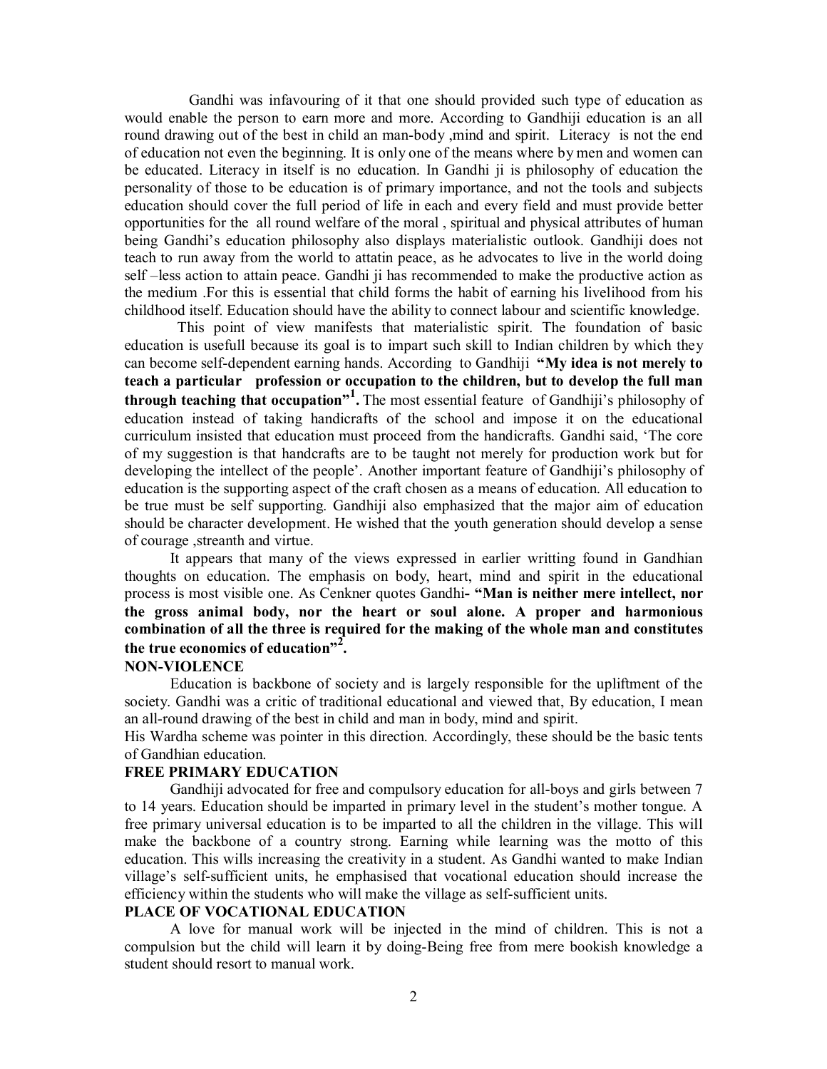Gandhi was infavouring of it that one should provided such type of education as would enable the person to earn more and more. According to Gandhiji education is an all round drawing out of the best in child an man-body ,mind and spirit. Literacy is not the end of education not even the beginning. It is only one of the means where by men and women can be educated. Literacy in itself is no education. In Gandhi ji is philosophy of education the personality of those to be education is of primary importance, and not the tools and subjects education should cover the full period of life in each and every field and must provide better opportunities for the all round welfare of the moral , spiritual and physical attributes of human being Gandhi's education philosophy also displays materialistic outlook. Gandhiji does not teach to run away from the world to attatin peace, as he advocates to live in the world doing self –less action to attain peace. Gandhi ji has recommended to make the productive action as the medium .For this is essential that child forms the habit of earning his livelihood from his childhood itself. Education should have the ability to connect labour and scientific knowledge.

This point of view manifests that materialistic spirit. The foundation of basic education is usefull because its goal is to impart such skill to Indian children by which they can become self-dependent earning hands. According to Gandhiji **"My idea is not merely to teach a particular profession or occupation to the children, but to develop the full man through teaching that occupation"[1].** The most essential feature of Gandhiji's philosophy of education instead of taking handicrafts of the school and impose it on the educational curriculum insisted that education must proceed from the handicrafts. Gandhi said, 'The core of my suggestion is that handcrafts are to be taught not merely for production work but for developing the intellect of the people'. Another important feature of Gandhiji's philosophy of education is the supporting aspect of the craft chosen as a means of education. All education to be true must be self supporting. Gandhiji also emphasized that the major aim of education should be character development. He wished that the youth generation should develop a sense of courage ,streanth and virtue.

It appears that many of the views expressed in earlier writting found in Gandhian thoughts on education. The emphasis on body, heart, mind and spirit in the educational process is most visible one. As Cenkner quotes Gandhi**- "Man is neither mere intellect, nor the gross animal body, nor the heart or soul alone. A proper and harmonious combination of all the three is required for the making of the whole man and constitutes the true economics of education"[2].**

**NON-VIOLENCE**

Education is backbone of society and is largely responsible for the upliftment of the society. Gandhi was a critic of traditional educational and viewed that, By education, I mean an all-round drawing of the best in child and man in body, mind and spirit.

His Wardha scheme was pointer in this direction. Accordingly, these should be the basic tents of Gandhian education.

**FREE PRIMARY EDUCATION**

Gandhiji advocated for free and compulsory education for all-boys and girls between 7 to 14 years. Education should be imparted in primary level in the student's mother tongue. A free primary universal education is to be imparted to all the children in the village. This will make the backbone of a country strong. Earning while learning was the motto of this education. This wills increasing the creativity in a student. As Gandhi wanted to make Indian village's self-sufficient units, he emphasised that vocational education should increase the efficiency within the students who will make the village as self-sufficient units.

**PLACE OF VOCATIONAL EDUCATION**

A love for manual work will be injected in the mind of children. This is not a compulsion but the child will learn it by doing-Being free from mere bookish knowledge a student should resort to manual work.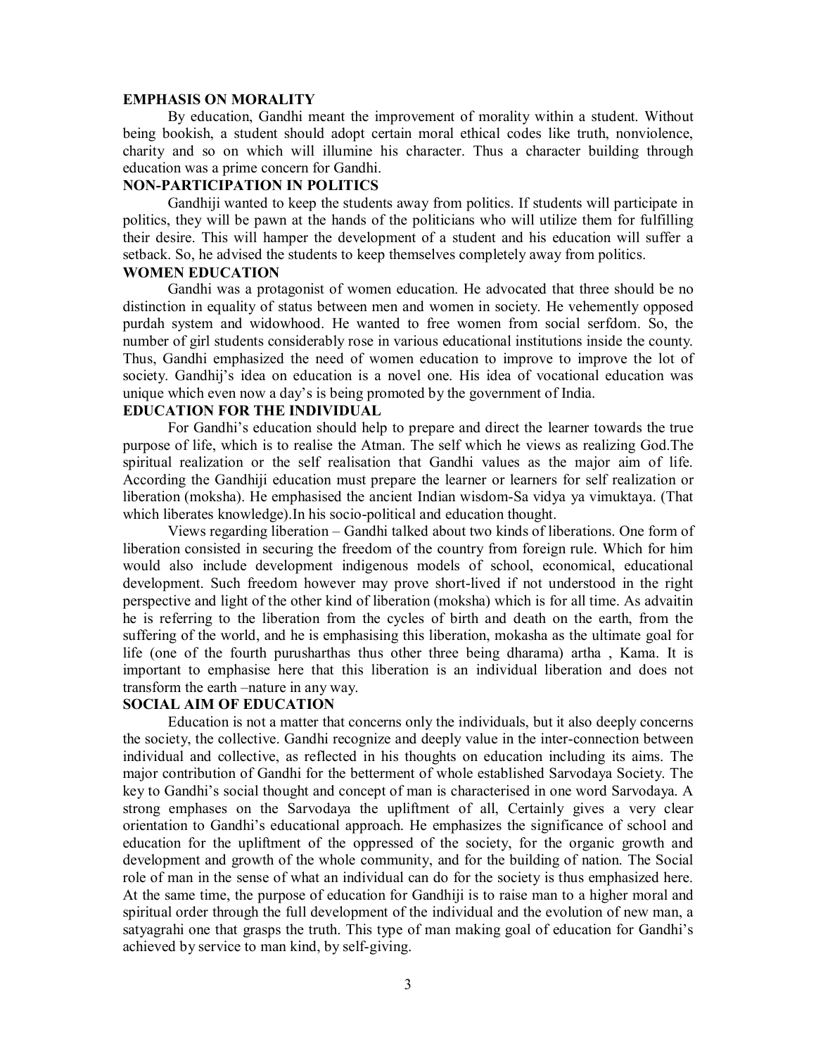## EMPHASIS ON MORALITY

By education, Gandhi meant the improvement of morality within a student. Without being bookish, a student should adopt certain moral ethical codes like truth, nonviolence, charity and so on which will illumine his character. Thus a character building through education was a prime concern for Gandhi.

## NON-PARTICIPATION IN POLITICS

Gandhiji wanted to keep the students away from politics. If students will participate in politics, they will be pawn at the hands of the politicians who will utilize them for fulfilling their desire. This will hamper the development of a student and his education will suffer a setback. So, he advised the students to keep themselves completely away from politics.

## WOMEN EDUCATION

Gandhi was a protagonist of women education. He advocated that three should be no distinction in equality of status between men and women in society. He vehemently opposed purdah system and widowhood. He wanted to free women from social serfdom. So, the number of girl students considerably rose in various educational institutions inside the county. Thus, Gandhi emphasized the need of women education to improve to improve the lot of society. Gandhij's idea on education is a novel one. His idea of vocational education was unique which even now a day's is being promoted by the government of India.

## EDUCATION FOR THE INDIVIDUAL

For Gandhi's education should help to prepare and direct the learner towards the true purpose of life, which is to realise the Atman. The self which he views as realizing God.The spiritual realization or the self realisation that Gandhi values as the major aim of life. According the Gandhiji education must prepare the learner or learners for self realization or liberation (moksha). He emphasised the ancient Indian wisdom-Sa vidya ya vimuktaya. (That which liberates knowledge).In his socio-political and education thought.

Views regarding liberation – Gandhi talked about two kinds of liberations. One form of liberation consisted in securing the freedom of the country from foreign rule. Which for him would also include development indigenous models of school, economical, educational development. Such freedom however may prove short-lived if not understood in the right perspective and light of the other kind of liberation (moksha) which is for all time. As advaitin he is referring to the liberation from the cycles of birth and death on the earth, from the suffering of the world, and he is emphasising this liberation, mokasha as the ultimate goal for life (one of the fourth purusharthas thus other three being dharama) artha , Kama. It is important to emphasise here that this liberation is an individual liberation and does not transform the earth –nature in any way.

## SOCIAL AIM OF EDUCATION

Education is not a matter that concerns only the individuals, but it also deeply concerns the society, the collective. Gandhi recognize and deeply value in the inter-connection between individual and collective, as reflected in his thoughts on education including its aims. The major contribution of Gandhi for the betterment of whole established Sarvodaya Society. The key to Gandhi's social thought and concept of man is characterised in one word Sarvodaya. A strong emphases on the Sarvodaya the upliftment of all, Certainly gives a very clear orientation to Gandhi's educational approach. He emphasizes the significance of school and education for the upliftment of the oppressed of the society, for the organic growth and development and growth of the whole community, and for the building of nation. The Social role of man in the sense of what an individual can do for the society is thus emphasized here. At the same time, the purpose of education for Gandhiji is to raise man to a higher moral and spiritual order through the full development of the individual and the evolution of new man, a satyagrahi one that grasps the truth. This type of man making goal of education for Gandhi's achieved by service to man kind, by self-giving.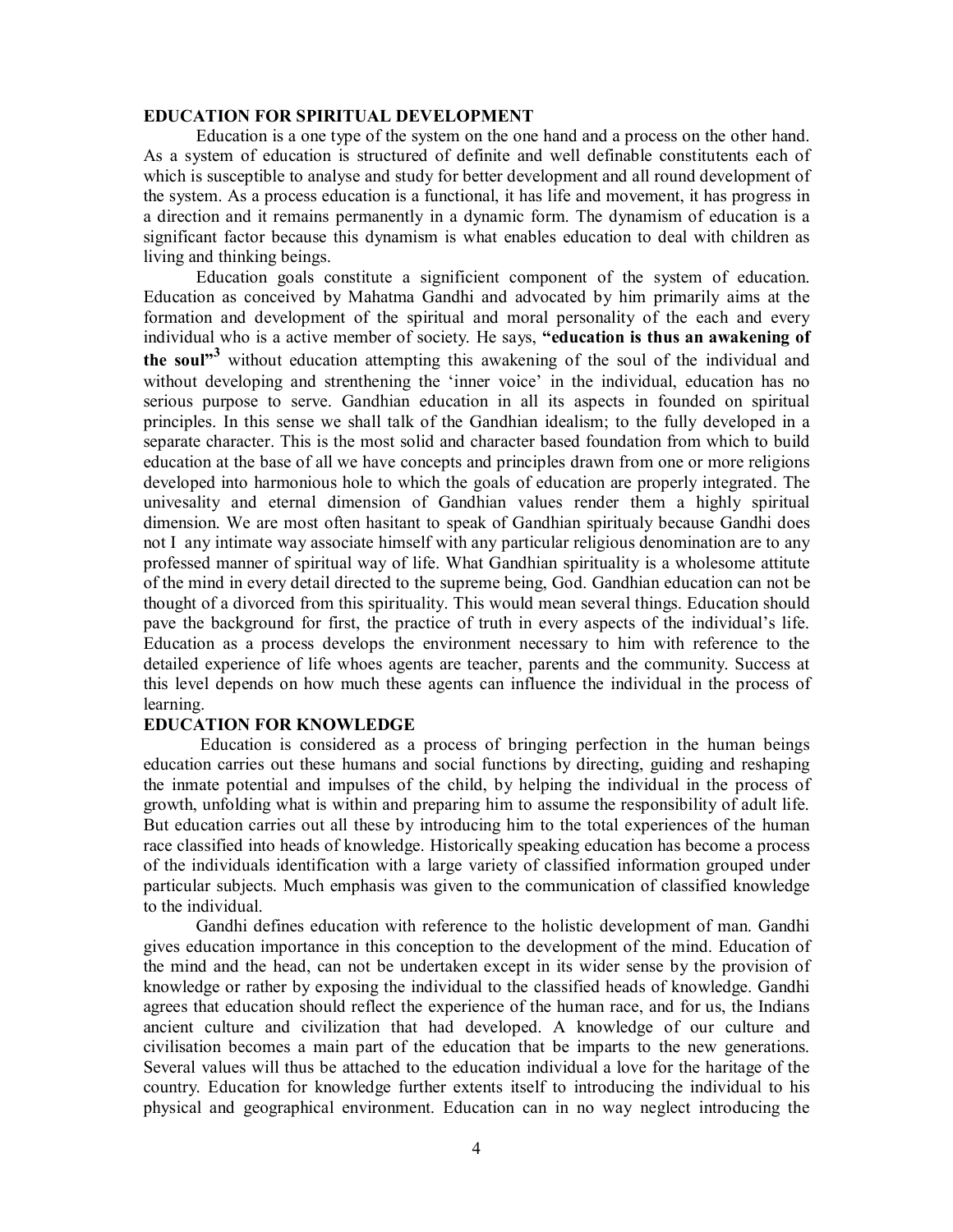## EDUCATION FOR SPIRITUAL DEVELOPMENT

Education is a one type of the system on the one hand and a process on the other hand. As a system of education is structured of definite and well definable constitutents each of which is susceptible to analyse and study for better development and all round development of the system. As a process education is a functional, it has life and movement, it has progress in a direction and it remains permanently in a dynamic form. The dynamism of education is a significant factor because this dynamism is what enables education to deal with children as living and thinking beings.

Education goals constitute a significient component of the system of education. Education as conceived by Mahatma Gandhi and advocated by him primarily aims at the formation and development of the spiritual and moral personality of the each and every individual who is a active member of society. He says, **"education is thus an awakening of the soul"**[3] without education attempting this awakening of the soul of the individual and without developing and strenthening the 'inner voice' in the individual, education has no serious purpose to serve. Gandhian education in all its aspects in founded on spiritual principles. In this sense we shall talk of the Gandhian idealism; to the fully developed in a separate character. This is the most solid and character based foundation from which to build education at the base of all we have concepts and principles drawn from one or more religions developed into harmonious hole to which the goals of education are properly integrated. The univesality and eternal dimension of Gandhian values render them a highly spiritual dimension. We are most often hasitant to speak of Gandhian spiritualy because Gandhi does not I any intimate way associate himself with any particular religious denomination are to any professed manner of spiritual way of life. What Gandhian spirituality is a wholesome attitute of the mind in every detail directed to the supreme being, God. Gandhian education can not be thought of a divorced from this spirituality. This would mean several things. Education should pave the background for first, the practice of truth in every aspects of the individual's life. Education as a process develops the environment necessary to him with reference to the detailed experience of life whoes agents are teacher, parents and the community. Success at this level depends on how much these agents can influence the individual in the process of learning.

## EDUCATION FOR KNOWLEDGE

Education is considered as a process of bringing perfection in the human beings education carries out these humans and social functions by directing, guiding and reshaping the inmate potential and impulses of the child, by helping the individual in the process of growth, unfolding what is within and preparing him to assume the responsibility of adult life. But education carries out all these by introducing him to the total experiences of the human race classified into heads of knowledge. Historically speaking education has become a process of the individuals identification with a large variety of classified information grouped under particular subjects. Much emphasis was given to the communication of classified knowledge to the individual.

Gandhi defines education with reference to the holistic development of man. Gandhi gives education importance in this conception to the development of the mind. Education of the mind and the head, can not be undertaken except in its wider sense by the provision of knowledge or rather by exposing the individual to the classified heads of knowledge. Gandhi agrees that education should reflect the experience of the human race, and for us, the Indians ancient culture and civilization that had developed. A knowledge of our culture and civilisation becomes a main part of the education that be imparts to the new generations. Several values will thus be attached to the education individual a love for the haritage of the country. Education for knowledge further extents itself to introducing the individual to his physical and geographical environment. Education can in no way neglect introducing the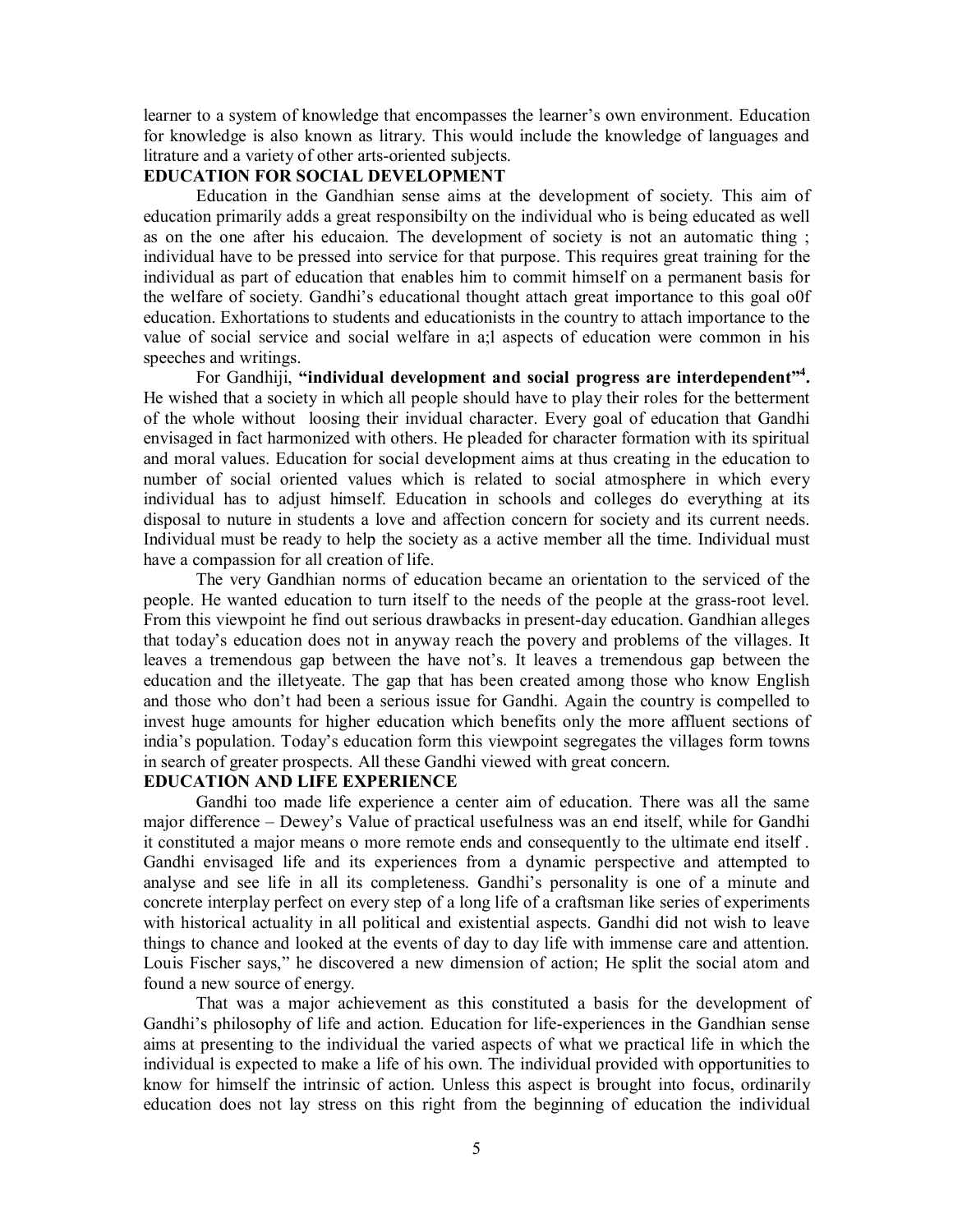learner to a system of knowledge that encompasses the learner's own environment. Education for knowledge is also known as litrary. This would include the knowledge of languages and litrature and a variety of other arts-oriented subjects.

## EDUCATION FOR SOCIAL DEVELOPMENT

Education in the Gandhian sense aims at the development of society. This aim of education primarily adds a great responsibilty on the individual who is being educated as well as on the one after his educaion. The development of society is not an automatic thing ; individual have to be pressed into service for that purpose. This requires great training for the individual as part of education that enables him to commit himself on a permanent basis for the welfare of society. Gandhi's educational thought attach great importance to this goal o0f education. Exhortations to students and educationists in the country to attach importance to the value of social service and social welfare in a;l aspects of education were common in his speeches and writings.

For Gandhiji, **"individual development and social progress are interdependent"[4].** He wished that a society in which all people should have to play their roles for the betterment of the whole without loosing their invidual character. Every goal of education that Gandhi envisaged in fact harmonized with others. He pleaded for character formation with its spiritual and moral values. Education for social development aims at thus creating in the education to number of social oriented values which is related to social atmosphere in which every individual has to adjust himself. Education in schools and colleges do everything at its disposal to nuture in students a love and affection concern for society and its current needs. Individual must be ready to help the society as a active member all the time. Individual must have a compassion for all creation of life.

The very Gandhian norms of education became an orientation to the serviced of the people. He wanted education to turn itself to the needs of the people at the grass-root level. From this viewpoint he find out serious drawbacks in present-day education. Gandhian alleges that today's education does not in anyway reach the povery and problems of the villages. It leaves a tremendous gap between the have not's. It leaves a tremendous gap between the education and the illetyeate. The gap that has been created among those who know English and those who don't had been a serious issue for Gandhi. Again the country is compelled to invest huge amounts for higher education which benefits only the more affluent sections of india's population. Today's education form this viewpoint segregates the villages form towns in search of greater prospects. All these Gandhi viewed with great concern.

## EDUCATION AND LIFE EXPERIENCE

Gandhi too made life experience a center aim of education. There was all the same major difference – Dewey's Value of practical usefulness was an end itself, while for Gandhi it constituted a major means o more remote ends and consequently to the ultimate end itself . Gandhi envisaged life and its experiences from a dynamic perspective and attempted to analyse and see life in all its completeness. Gandhi's personality is one of a minute and concrete interplay perfect on every step of a long life of a craftsman like series of experiments with historical actuality in all political and existential aspects. Gandhi did not wish to leave things to chance and looked at the events of day to day life with immense care and attention. Louis Fischer says," he discovered a new dimension of action; He split the social atom and found a new source of energy.

That was a major achievement as this constituted a basis for the development of Gandhi's philosophy of life and action. Education for life-experiences in the Gandhian sense aims at presenting to the individual the varied aspects of what we practical life in which the individual is expected to make a life of his own. The individual provided with opportunities to know for himself the intrinsic of action. Unless this aspect is brought into focus, ordinarily education does not lay stress on this right from the beginning of education the individual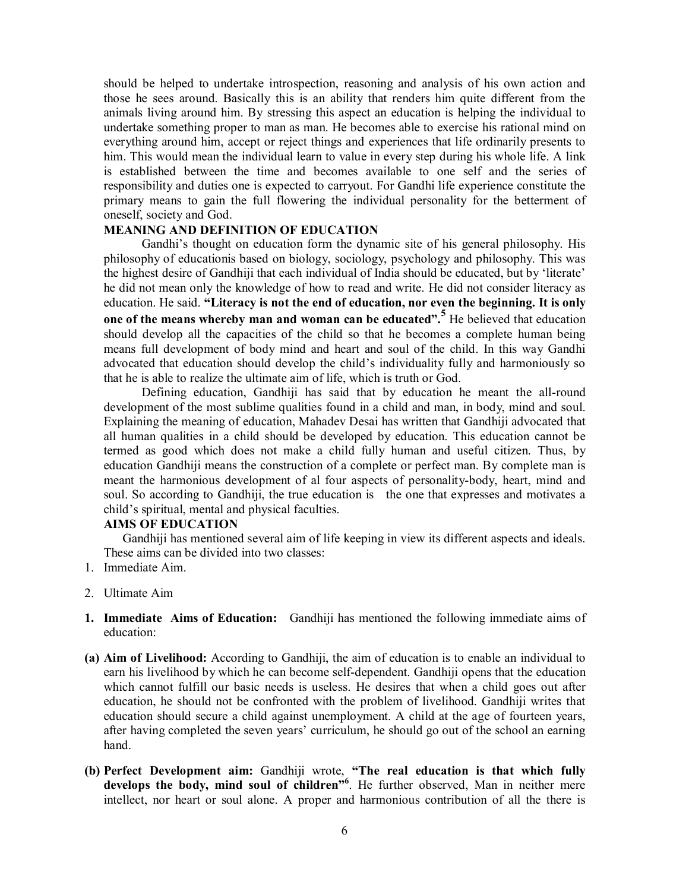should be helped to undertake introspection, reasoning and analysis of his own action and those he sees around. Basically this is an ability that renders him quite different from the animals living around him. By stressing this aspect an education is helping the individual to undertake something proper to man as man. He becomes able to exercise his rational mind on everything around him, accept or reject things and experiences that life ordinarily presents to him. This would mean the individual learn to value in every step during his whole life. A link is established between the time and becomes available to one self and the series of responsibility and duties one is expected to carryout. For Gandhi life experience constitute the primary means to gain the full flowering the individual personality for the betterment of oneself, society and God.

## MEANING AND DEFINITION OF EDUCATION

Gandhi's thought on education form the dynamic site of his general philosophy. His philosophy of educationis based on biology, sociology, psychology and philosophy. This was the highest desire of Gandhiji that each individual of India should be educated, but by 'literate' he did not mean only the knowledge of how to read and write. He did not consider literacy as education. He said. **"Literacy is not the end of education, nor even the beginning. It is only one of the means whereby man and woman can be educated".**[5] He believed that education should develop all the capacities of the child so that he becomes a complete human being means full development of body mind and heart and soul of the child. In this way Gandhi advocated that education should develop the child's individuality fully and harmoniously so that he is able to realize the ultimate aim of life, which is truth or God.

Defining education, Gandhiji has said that by education he meant the all-round development of the most sublime qualities found in a child and man, in body, mind and soul. Explaining the meaning of education, Mahadev Desai has written that Gandhiji advocated that all human qualities in a child should be developed by education. This education cannot be termed as good which does not make a child fully human and useful citizen. Thus, by education Gandhiji means the construction of a complete or perfect man. By complete man is meant the harmonious development of al four aspects of personality-body, heart, mind and soul. So according to Gandhiji, the true education is the one that expresses and motivates a child's spiritual, mental and physical faculties.

## AIMS OF EDUCATION

Gandhiji has mentioned several aim of life keeping in view its different aspects and ideals. These aims can be divided into two classes:

1. Immediate Aim.
2. Ultimate Aim

1. **Immediate Aims of Education:** Gandhiji has mentioned the following immediate aims of education:

(a) **Aim of Livelihood:** According to Gandhiji, the aim of education is to enable an individual to earn his livelihood by which he can become self-dependent. Gandhiji opens that the education which cannot fulfill our basic needs is useless. He desires that when a child goes out after education, he should not be confronted with the problem of livelihood. Gandhiji writes that education should secure a child against unemployment. A child at the age of fourteen years, after having completed the seven years' curriculum, he should go out of the school an earning hand.

(b) **Perfect Development aim:** Gandhiji wrote, **"The real education is that which fully develops the body, mind soul of children"**[6]. He further observed, Man in neither mere intellect, nor heart or soul alone. A proper and harmonious contribution of all the there is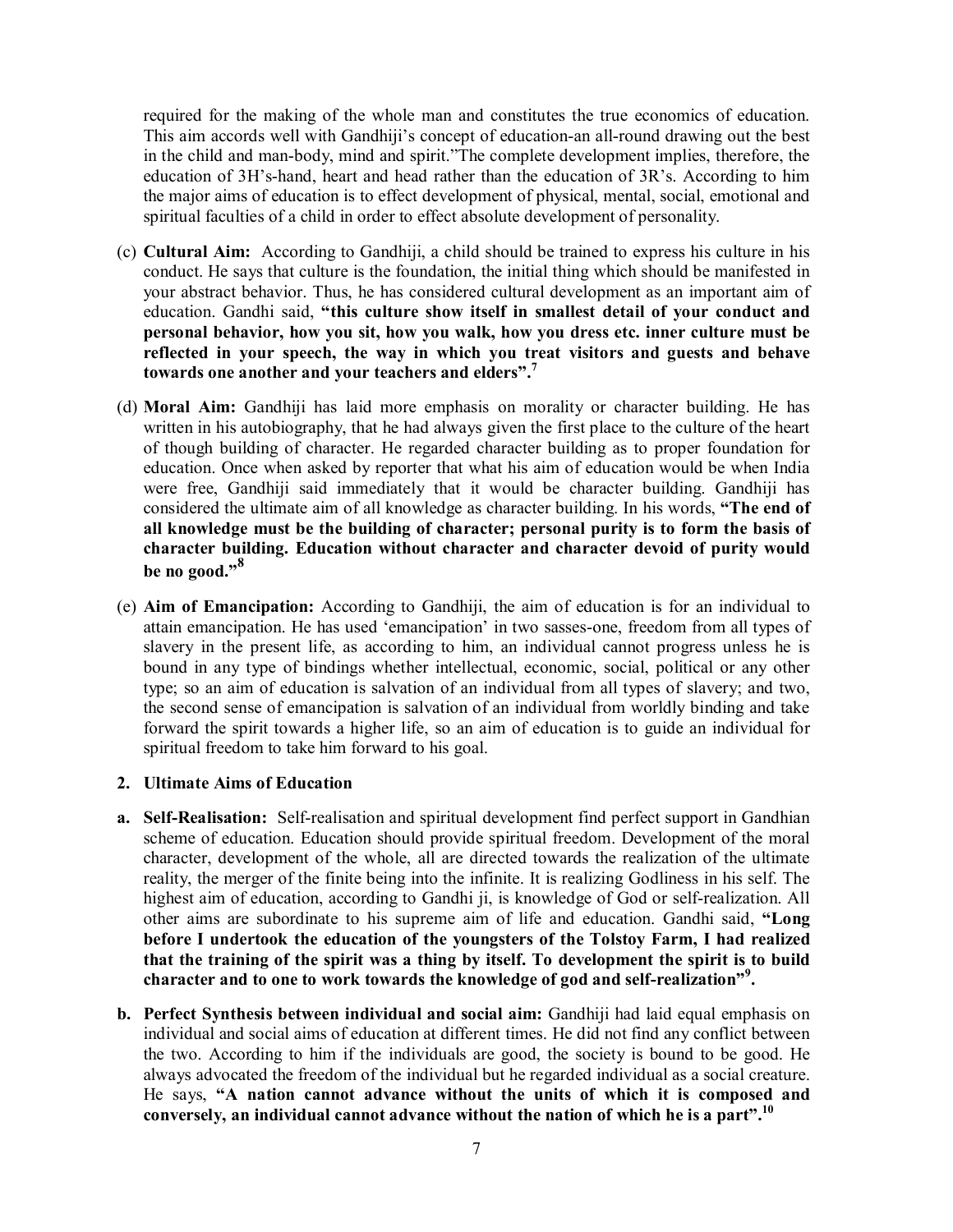required for the making of the whole man and constitutes the true economics of education. This aim accords well with Gandhiji's concept of education-an all-round drawing out the best in the child and man-body, mind and spirit."The complete development implies, therefore, the education of 3H's-hand, heart and head rather than the education of 3R's. According to him the major aims of education is to effect development of physical, mental, social, emotional and spiritual faculties of a child in order to effect absolute development of personality.

(c) **Cultural Aim:** According to Gandhiji, a child should be trained to express his culture in his conduct. He says that culture is the foundation, the initial thing which should be manifested in your abstract behavior. Thus, he has considered cultural development as an important aim of education. Gandhi said, **"this culture show itself in smallest detail of your conduct and personal behavior, how you sit, how you walk, how you dress etc. inner culture must be reflected in your speech, the way in which you treat visitors and guests and behave towards one another and your teachers and elders".**[7]

(d) **Moral Aim:** Gandhiji has laid more emphasis on morality or character building. He has written in his autobiography, that he had always given the first place to the culture of the heart of though building of character. He regarded character building as to proper foundation for education. Once when asked by reporter that what his aim of education would be when India were free, Gandhiji said immediately that it would be character building. Gandhiji has considered the ultimate aim of all knowledge as character building. In his words, **"The end of all knowledge must be the building of character; personal purity is to form the basis of character building. Education without character and character devoid of purity would be no good."**[8]

(e) **Aim of Emancipation:** According to Gandhiji, the aim of education is for an individual to attain emancipation. He has used 'emancipation' in two sasses-one, freedom from all types of slavery in the present life, as according to him, an individual cannot progress unless he is bound in any type of bindings whether intellectual, economic, social, political or any other type; so an aim of education is salvation of an individual from all types of slavery; and two, the second sense of emancipation is salvation of an individual from worldly binding and take forward the spirit towards a higher life, so an aim of education is to guide an individual for spiritual freedom to take him forward to his goal.

**2. Ultimate Aims of Education**

**a. Self-Realisation:** Self-realisation and spiritual development find perfect support in Gandhian scheme of education. Education should provide spiritual freedom. Development of the moral character, development of the whole, all are directed towards the realization of the ultimate reality, the merger of the finite being into the infinite. It is realizing Godliness in his self. The highest aim of education, according to Gandhi ji, is knowledge of God or self-realization. All other aims are subordinate to his supreme aim of life and education. Gandhi said, **"Long before I undertook the education of the youngsters of the Tolstoy Farm, I had realized that the training of the spirit was a thing by itself. To development the spirit is to build character and to one to work towards the knowledge of god and self-realization"**[9].

**b. Perfect Synthesis between individual and social aim:** Gandhiji had laid equal emphasis on individual and social aims of education at different times. He did not find any conflict between the two. According to him if the individuals are good, the society is bound to be good. He always advocated the freedom of the individual but he regarded individual as a social creature. He says, **"A nation cannot advance without the units of which it is composed and conversely, an individual cannot advance without the nation of which he is a part".**[10]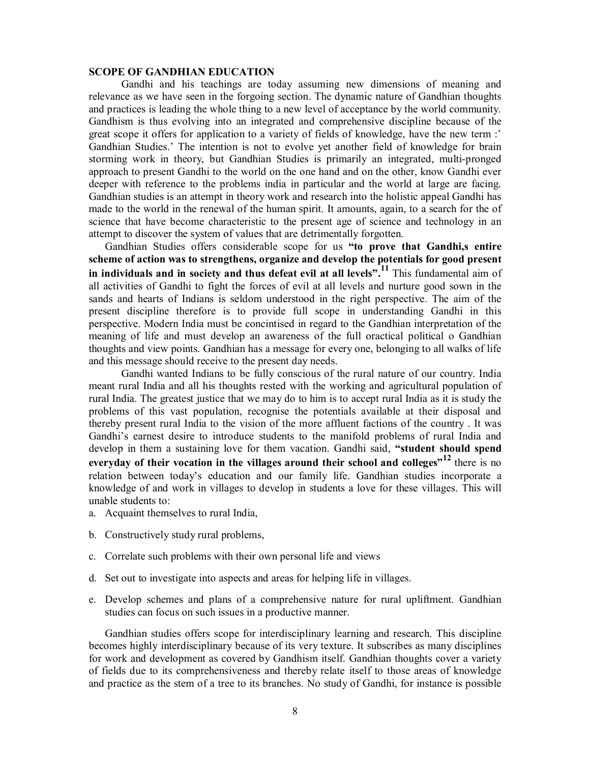## SCOPE OF GANDHIAN EDUCATION

Gandhi and his teachings are today assuming new dimensions of meaning and relevance as we have seen in the forgoing section. The dynamic nature of Gandhian thoughts and practices is leading the whole thing to a new level of acceptance by the world community. Gandhism is thus evolving into an integrated and comprehensive discipline because of the great scope it offers for application to a variety of fields of knowledge, have the new term :' Gandhian Studies.' The intention is not to evolve yet another field of knowledge for brain storming work in theory, but Gandhian Studies is primarily an integrated, multi-pronged approach to present Gandhi to the world on the one hand and on the other, know Gandhi ever deeper with reference to the problems india in particular and the world at large are facing. Gandhian studies is an attempt in theory work and research into the holistic appeal Gandhi has made to the world in the renewal of the human spirit. It amounts, again, to a search for the of science that have become characteristic to the present age of science and technology in an attempt to discover the system of values that are detrimentally forgotten.

Gandhian Studies offers considerable scope for us **"to prove that Gandhi,s entire scheme of action was to strengthens, organize and develop the potentials for good present in individuals and in society and thus defeat evil at all levels".**[11] This fundamental aim of all activities of Gandhi to fight the forces of evil at all levels and nurture good sown in the sands and hearts of Indians is seldom understood in the right perspective. The aim of the present discipline therefore is to provide full scope in understanding Gandhi in this perspective. Modern India must be concintised in regard to the Gandhian interpretation of the meaning of life and must develop an awareness of the full oractical political o Gandhian thoughts and view points. Gandhian has a message for every one, belonging to all walks of life and this message should receive to the present day needs.

Gandhi wanted Indians to be fully conscious of the rural nature of our country. India meant rural India and all his thoughts rested with the working and agricultural population of rural India. The greatest justice that we may do to him is to accept rural India as it is study the problems of this vast population, recognise the potentials available at their disposal and thereby present rural India to the vision of the more affluent factions of the country . It was Gandhi's earnest desire to introduce students to the manifold problems of rural India and develop in them a sustaining love for them vacation. Gandhi said, **"student should spend everyday of their vocation in the villages around their school and colleges"**[12] there is no relation between today's education and our family life. Gandhian studies incorporate a knowledge of and work in villages to develop in students a love for these villages. This will unable students to:

a. Acquaint themselves to rural India,
b. Constructively study rural problems,
c. Correlate such problems with their own personal life and views
d. Set out to investigate into aspects and areas for helping life in villages.
e. Develop schemes and plans of a comprehensive nature for rural upliftment. Gandhian studies can focus on such issues in a productive manner.

Gandhian studies offers scope for interdisciplinary learning and research. This discipline becomes highly interdisciplinary because of its very texture. It subscribes as many disciplines for work and development as covered by Gandhism itself. Gandhian thoughts cover a variety of fields due to its comprehensiveness and thereby relate itself to those areas of knowledge and practice as the stem of a tree to its branches. No study of Gandhi, for instance is possible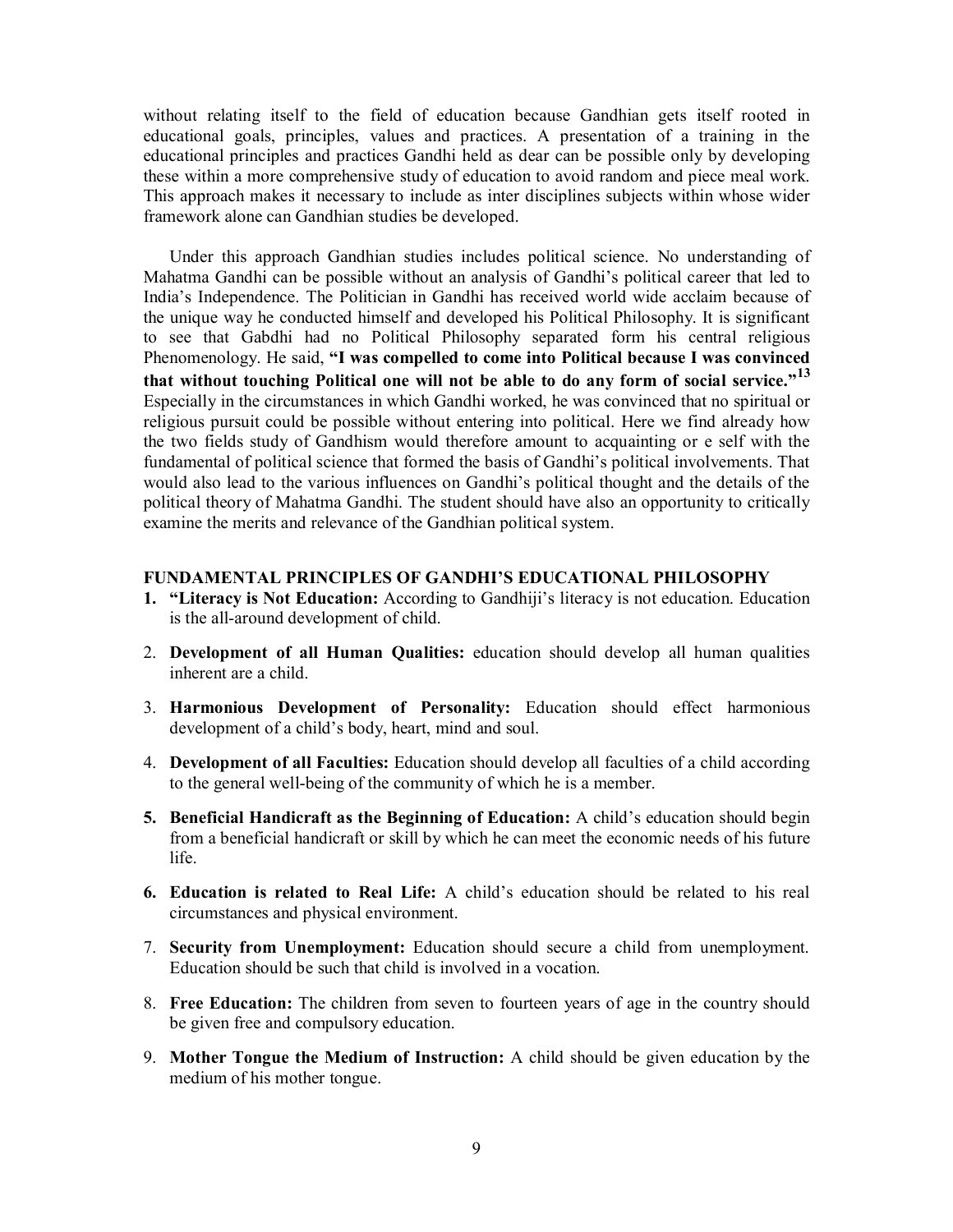without relating itself to the field of education because Gandhian gets itself rooted in educational goals, principles, values and practices. A presentation of a training in the educational principles and practices Gandhi held as dear can be possible only by developing these within a more comprehensive study of education to avoid random and piece meal work. This approach makes it necessary to include as inter disciplines subjects within whose wider framework alone can Gandhian studies be developed.

Under this approach Gandhian studies includes political science. No understanding of Mahatma Gandhi can be possible without an analysis of Gandhi's political career that led to India's Independence. The Politician in Gandhi has received world wide acclaim because of the unique way he conducted himself and developed his Political Philosophy. It is significant to see that Gabdhi had no Political Philosophy separated form his central religious Phenomenology. He said, **"I was compelled to come into Political because I was convinced that without touching Political one will not be able to do any form of social service."**[13] Especially in the circumstances in which Gandhi worked, he was convinced that no spiritual or religious pursuit could be possible without entering into political. Here we find already how the two fields study of Gandhism would therefore amount to acquainting or e self with the fundamental of political science that formed the basis of Gandhi's political involvements. That would also lead to the various influences on Gandhi's political thought and the details of the political theory of Mahatma Gandhi. The student should have also an opportunity to critically examine the merits and relevance of the Gandhian political system.

### FUNDAMENTAL PRINCIPLES OF GANDHI'S EDUCATIONAL PHILOSOPHY

1. **"Literacy is Not Education:** According to Gandhiji's literacy is not education. Education is the all-around development of child.
2. **Development of all Human Qualities:** education should develop all human qualities inherent are a child.
3. **Harmonious Development of Personality:** Education should effect harmonious development of a child's body, heart, mind and soul.
4. **Development of all Faculties:** Education should develop all faculties of a child according to the general well-being of the community of which he is a member.
5. **Beneficial Handicraft as the Beginning of Education:** A child's education should begin from a beneficial handicraft or skill by which he can meet the economic needs of his future life.
6. **Education is related to Real Life:** A child's education should be related to his real circumstances and physical environment.
7. **Security from Unemployment:** Education should secure a child from unemployment. Education should be such that child is involved in a vocation.
8. **Free Education:** The children from seven to fourteen years of age in the country should be given free and compulsory education.
9. **Mother Tongue the Medium of Instruction:** A child should be given education by the medium of his mother tongue.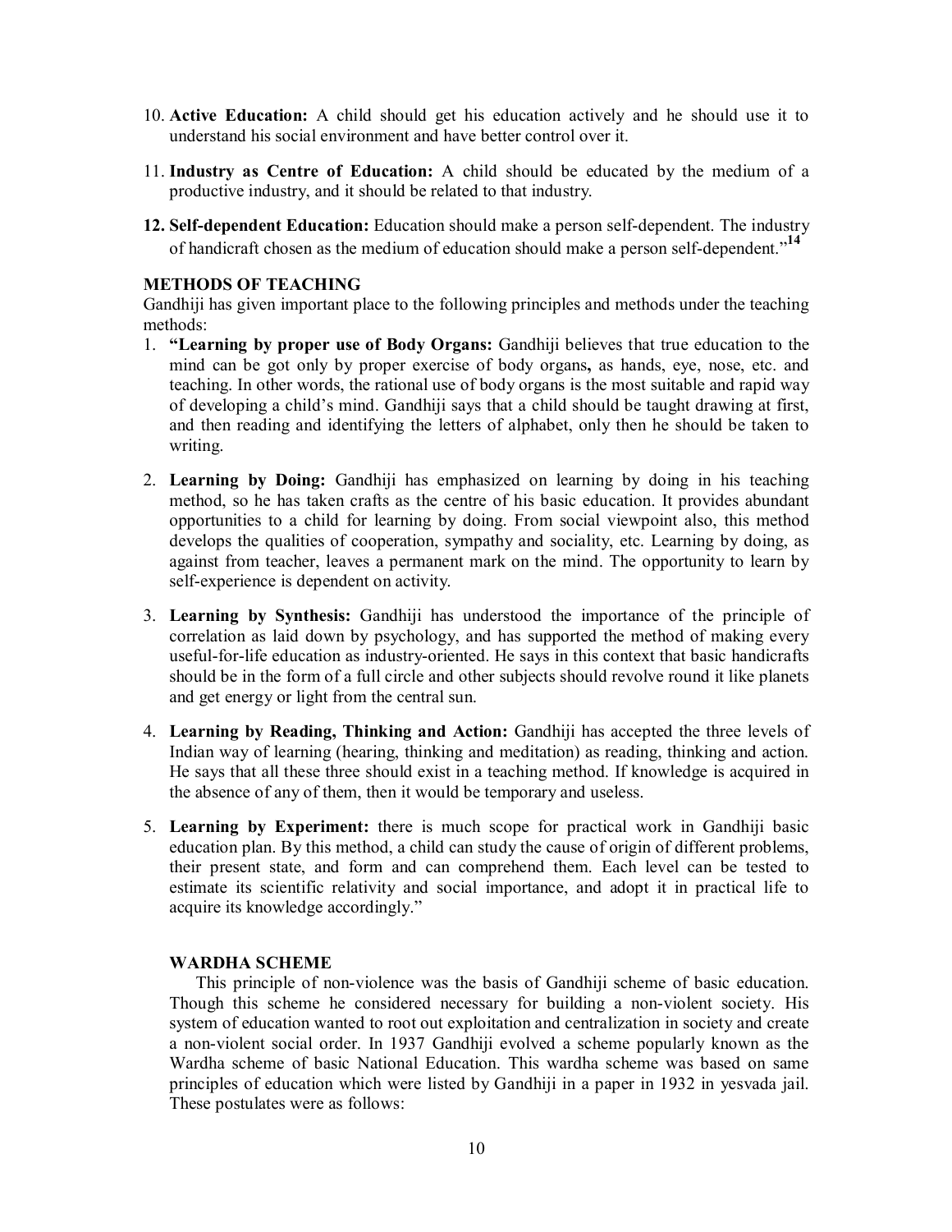10. **Active Education:** A child should get his education actively and he should use it to understand his social environment and have better control over it.

11. **Industry as Centre of Education:** A child should be educated by the medium of a productive industry, and it should be related to that industry.

12. **Self-dependent Education:** Education should make a person self-dependent. The industry of handicraft chosen as the medium of education should make a person self-dependent."[14]

### METHODS OF TEACHING

Gandhiji has given important place to the following principles and methods under the teaching methods:

1. **"Learning by proper use of Body Organs:** Gandhiji believes that true education to the mind can be got only by proper exercise of body organs**,** as hands, eye, nose, etc. and teaching. In other words, the rational use of body organs is the most suitable and rapid way of developing a child's mind. Gandhiji says that a child should be taught drawing at first, and then reading and identifying the letters of alphabet, only then he should be taken to writing.

2. **Learning by Doing:** Gandhiji has emphasized on learning by doing in his teaching method, so he has taken crafts as the centre of his basic education. It provides abundant opportunities to a child for learning by doing. From social viewpoint also, this method develops the qualities of cooperation, sympathy and sociality, etc. Learning by doing, as against from teacher, leaves a permanent mark on the mind. The opportunity to learn by self-experience is dependent on activity.

3. **Learning by Synthesis:** Gandhiji has understood the importance of the principle of correlation as laid down by psychology, and has supported the method of making every useful-for-life education as industry-oriented. He says in this context that basic handicrafts should be in the form of a full circle and other subjects should revolve round it like planets and get energy or light from the central sun.

4. **Learning by Reading, Thinking and Action:** Gandhiji has accepted the three levels of Indian way of learning (hearing, thinking and meditation) as reading, thinking and action. He says that all these three should exist in a teaching method. If knowledge is acquired in the absence of any of them, then it would be temporary and useless.

5. **Learning by Experiment:** there is much scope for practical work in Gandhiji basic education plan. By this method, a child can study the cause of origin of different problems, their present state, and form and can comprehend them. Each level can be tested to estimate its scientific relativity and social importance, and adopt it in practical life to acquire its knowledge accordingly."

### WARDHA SCHEME

This principle of non-violence was the basis of Gandhiji scheme of basic education. Though this scheme he considered necessary for building a non-violent society. His system of education wanted to root out exploitation and centralization in society and create a non-violent social order. In 1937 Gandhiji evolved a scheme popularly known as the Wardha scheme of basic National Education. This wardha scheme was based on same principles of education which were listed by Gandhiji in a paper in 1932 in yesvada jail. These postulates were as follows: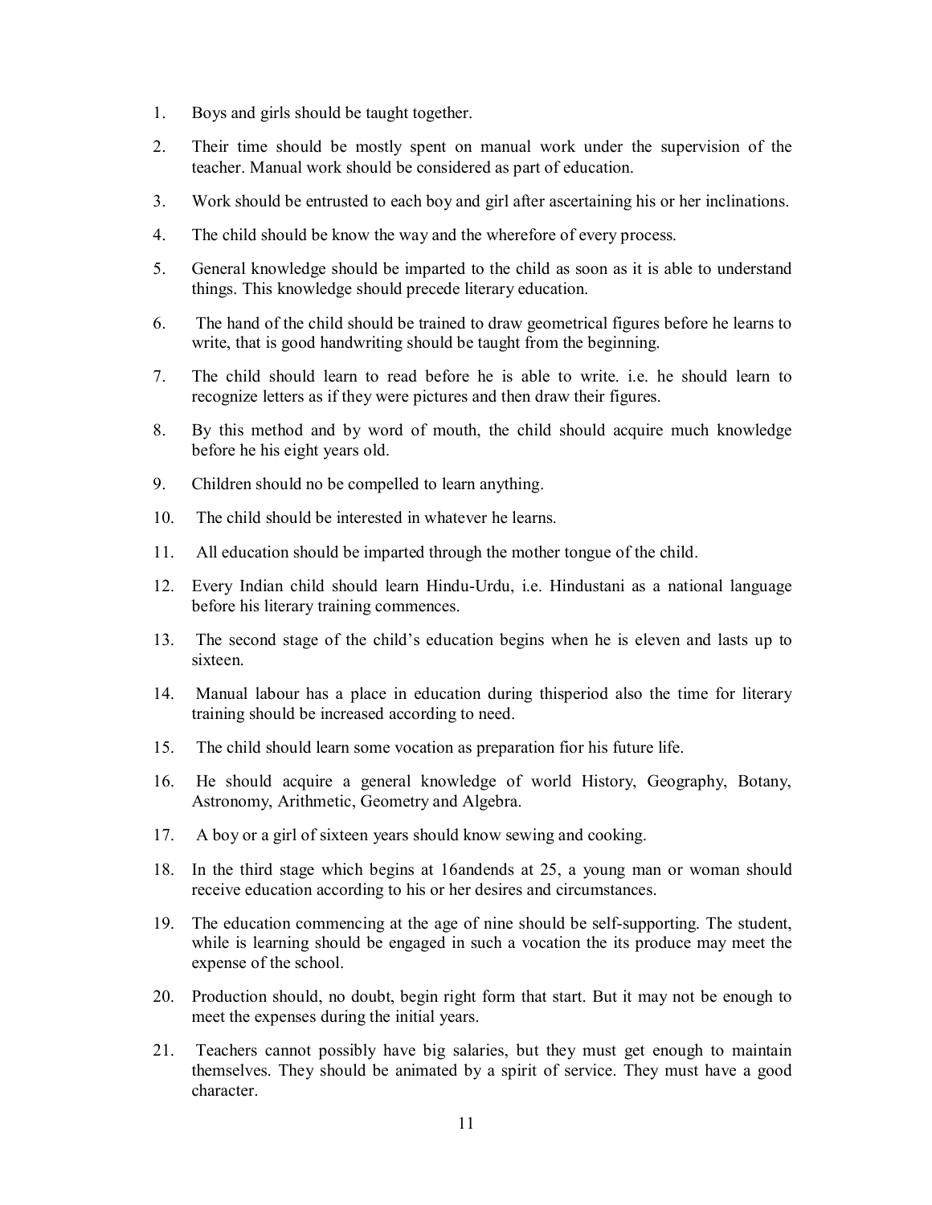1. Boys and girls should be taught together.
2. Their time should be mostly spent on manual work under the supervision of the teacher. Manual work should be considered as part of education.
3. Work should be entrusted to each boy and girl after ascertaining his or her inclinations.
4. The child should be know the way and the wherefore of every process.
5. General knowledge should be imparted to the child as soon as it is able to understand things. This knowledge should precede literary education.
6. The hand of the child should be trained to draw geometrical figures before he learns to write, that is good handwriting should be taught from the beginning.
7. The child should learn to read before he is able to write. i.e. he should learn to recognize letters as if they were pictures and then draw their figures.
8. By this method and by word of mouth, the child should acquire much knowledge before he his eight years old.
9. Children should no be compelled to learn anything.
10. The child should be interested in whatever he learns.
11. All education should be imparted through the mother tongue of the child.
12. Every Indian child should learn Hindu-Urdu, i.e. Hindustani as a national language before his literary training commences.
13. The second stage of the child's education begins when he is eleven and lasts up to sixteen.
14. Manual labour has a place in education during thisperiod also the time for literary training should be increased according to need.
15. The child should learn some vocation as preparation fior his future life.
16. He should acquire a general knowledge of world History, Geography, Botany, Astronomy, Arithmetic, Geometry and Algebra.
17. A boy or a girl of sixteen years should know sewing and cooking.
18. In the third stage which begins at 16andends at 25, a young man or woman should receive education according to his or her desires and circumstances.
19. The education commencing at the age of nine should be self-supporting. The student, while is learning should be engaged in such a vocation the its produce may meet the expense of the school.
20. Production should, no doubt, begin right form that start. But it may not be enough to meet the expenses during the initial years.
21. Teachers cannot possibly have big salaries, but they must get enough to maintain themselves. They should be animated by a spirit of service. They must have a good character.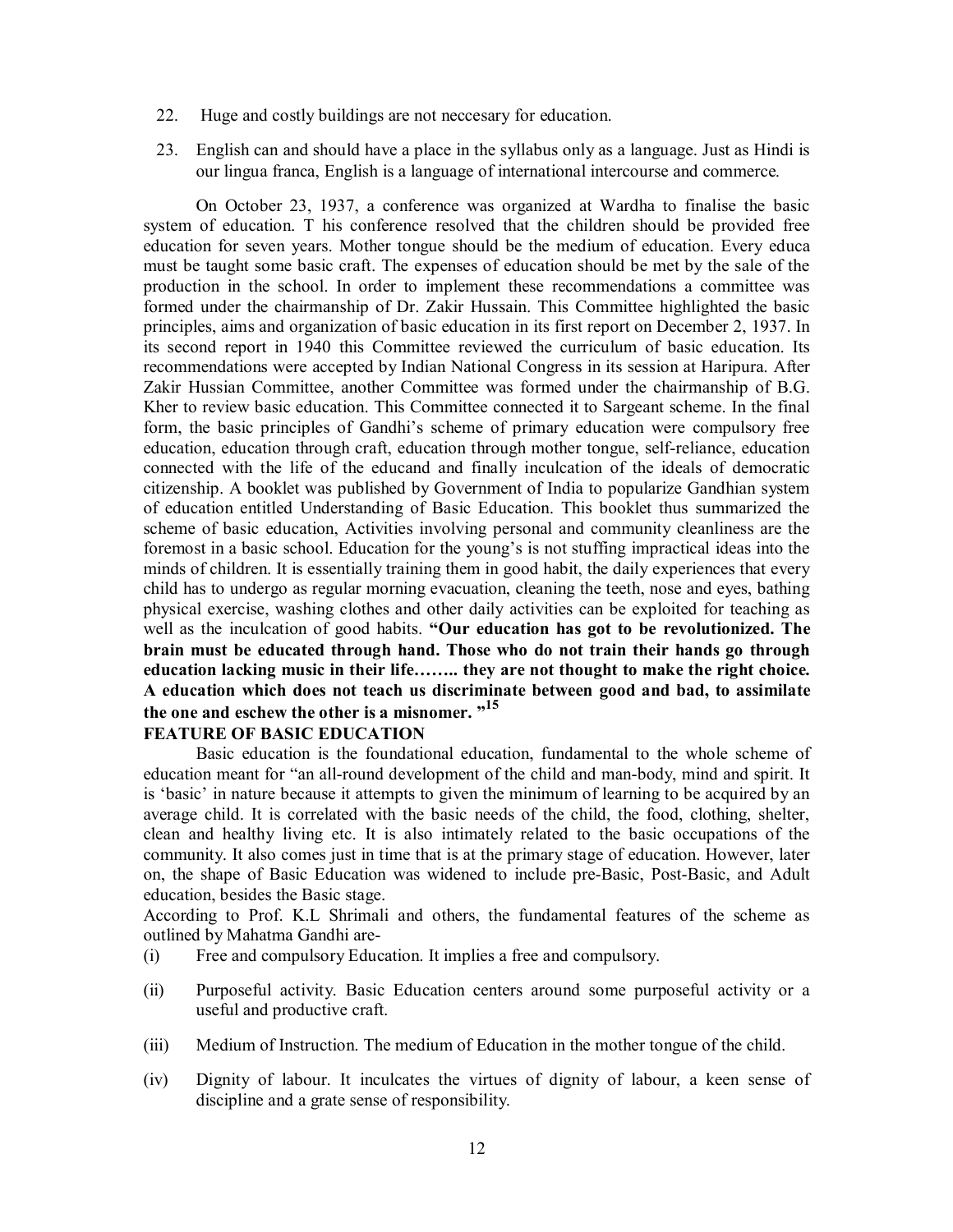22. Huge and costly buildings are not neccesary for education.

23. English can and should have a place in the syllabus only as a language. Just as Hindi is our lingua franca, English is a language of international intercourse and commerce.

On October 23, 1937, a conference was organized at Wardha to finalise the basic system of education. T his conference resolved that the children should be provided free education for seven years. Mother tongue should be the medium of education. Every educa must be taught some basic craft. The expenses of education should be met by the sale of the production in the school. In order to implement these recommendations a committee was formed under the chairmanship of Dr. Zakir Hussain. This Committee highlighted the basic principles, aims and organization of basic education in its first report on December 2, 1937. In its second report in 1940 this Committee reviewed the curriculum of basic education. Its recommendations were accepted by Indian National Congress in its session at Haripura. After Zakir Hussian Committee, another Committee was formed under the chairmanship of B.G. Kher to review basic education. This Committee connected it to Sargeant scheme. In the final form, the basic principles of Gandhi's scheme of primary education were compulsory free education, education through craft, education through mother tongue, self-reliance, education connected with the life of the educand and finally inculcation of the ideals of democratic citizenship. A booklet was published by Government of India to popularize Gandhian system of education entitled Understanding of Basic Education. This booklet thus summarized the scheme of basic education, Activities involving personal and community cleanliness are the foremost in a basic school. Education for the young's is not stuffing impractical ideas into the minds of children. It is essentially training them in good habit, the daily experiences that every child has to undergo as regular morning evacuation, cleaning the teeth, nose and eyes, bathing physical exercise, washing clothes and other daily activities can be exploited for teaching as well as the inculcation of good habits. **"Our education has got to be revolutionized. The brain must be educated through hand. Those who do not train their hands go through education lacking music in their life…….. they are not thought to make the right choice. A education which does not teach us discriminate between good and bad, to assimilate the one and eschew the other is a misnomer. "[15]**

**FEATURE OF BASIC EDUCATION**

Basic education is the foundational education, fundamental to the whole scheme of education meant for "an all-round development of the child and man-body, mind and spirit. It is 'basic' in nature because it attempts to given the minimum of learning to be acquired by an average child. It is correlated with the basic needs of the child, the food, clothing, shelter, clean and healthy living etc. It is also intimately related to the basic occupations of the community. It also comes just in time that is at the primary stage of education. However, later on, the shape of Basic Education was widened to include pre-Basic, Post-Basic, and Adult education, besides the Basic stage.

According to Prof. K.L Shrimali and others, the fundamental features of the scheme as outlined by Mahatma Gandhi are-

(i) Free and compulsory Education. It implies a free and compulsory.

(ii) Purposeful activity. Basic Education centers around some purposeful activity or a useful and productive craft.

(iii) Medium of Instruction. The medium of Education in the mother tongue of the child.

(iv) Dignity of labour. It inculcates the virtues of dignity of labour, a keen sense of discipline and a grate sense of responsibility.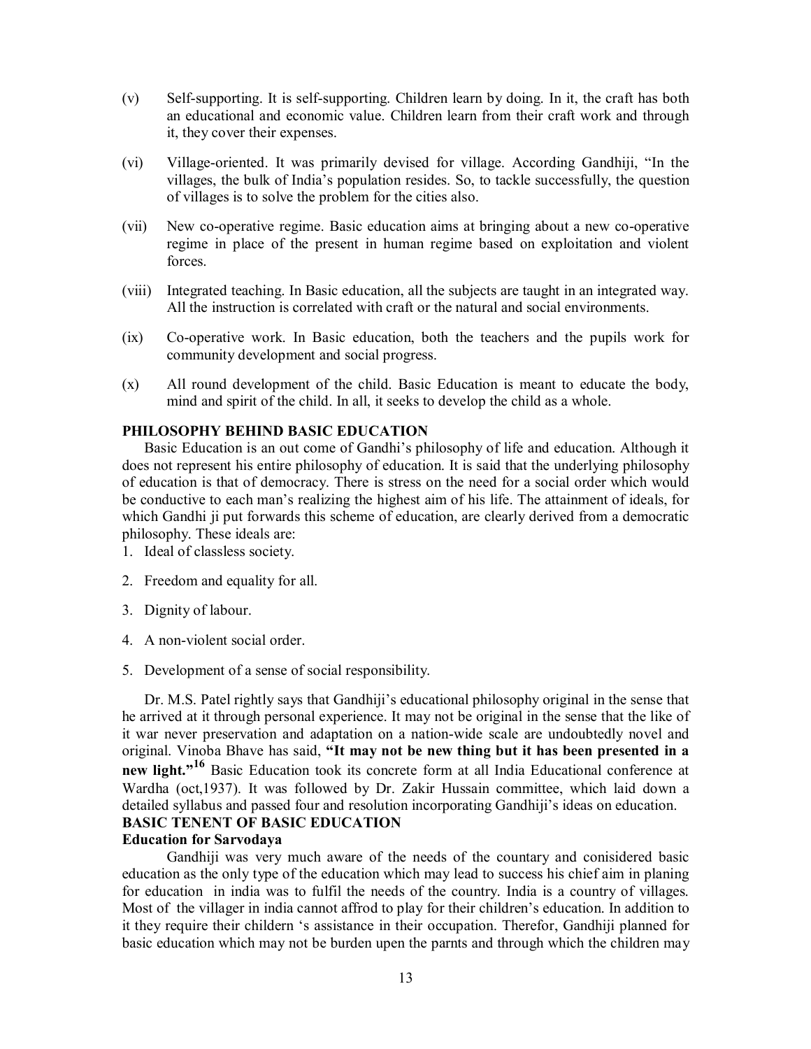(v) Self-supporting. It is self-supporting. Children learn by doing. In it, the craft has both an educational and economic value. Children learn from their craft work and through it, they cover their expenses.

(vi) Village-oriented. It was primarily devised for village. According Gandhiji, "In the villages, the bulk of India's population resides. So, to tackle successfully, the question of villages is to solve the problem for the cities also.

(vii) New co-operative regime. Basic education aims at bringing about a new co-operative regime in place of the present in human regime based on exploitation and violent forces.

(viii) Integrated teaching. In Basic education, all the subjects are taught in an integrated way. All the instruction is correlated with craft or the natural and social environments.

(ix) Co-operative work. In Basic education, both the teachers and the pupils work for community development and social progress.

(x) All round development of the child. Basic Education is meant to educate the body, mind and spirit of the child. In all, it seeks to develop the child as a whole.

**PHILOSOPHY BEHIND BASIC EDUCATION**

Basic Education is an out come of Gandhi's philosophy of life and education. Although it does not represent his entire philosophy of education. It is said that the underlying philosophy of education is that of democracy. There is stress on the need for a social order which would be conductive to each man's realizing the highest aim of his life. The attainment of ideals, for which Gandhi ji put forwards this scheme of education, are clearly derived from a democratic philosophy. These ideals are:

1. Ideal of classless society.
2. Freedom and equality for all.
3. Dignity of labour.
4. A non-violent social order.
5. Development of a sense of social responsibility.

Dr. M.S. Patel rightly says that Gandhiji's educational philosophy original in the sense that he arrived at it through personal experience. It may not be original in the sense that the like of it war never preservation and adaptation on a nation-wide scale are undoubtedly novel and original. Vinoba Bhave has said, **"It may not be new thing but it has been presented in a new light."[16]** Basic Education took its concrete form at all India Educational conference at Wardha (oct,1937). It was followed by Dr. Zakir Hussain committee, which laid down a detailed syllabus and passed four and resolution incorporating Gandhiji's ideas on education.

**BASIC TENENT OF BASIC EDUCATION**

**Education for Sarvodaya**

Gandhiji was very much aware of the needs of the countary and conisidered basic education as the only type of the education which may lead to success his chief aim in planing for education in india was to fulfil the needs of the country. India is a country of villages. Most of the villager in india cannot affrod to play for their children's education. In addition to it they require their childern 's assistance in their occupation. Therefor, Gandhiji planned for basic education which may not be burden upen the parnts and through which the children may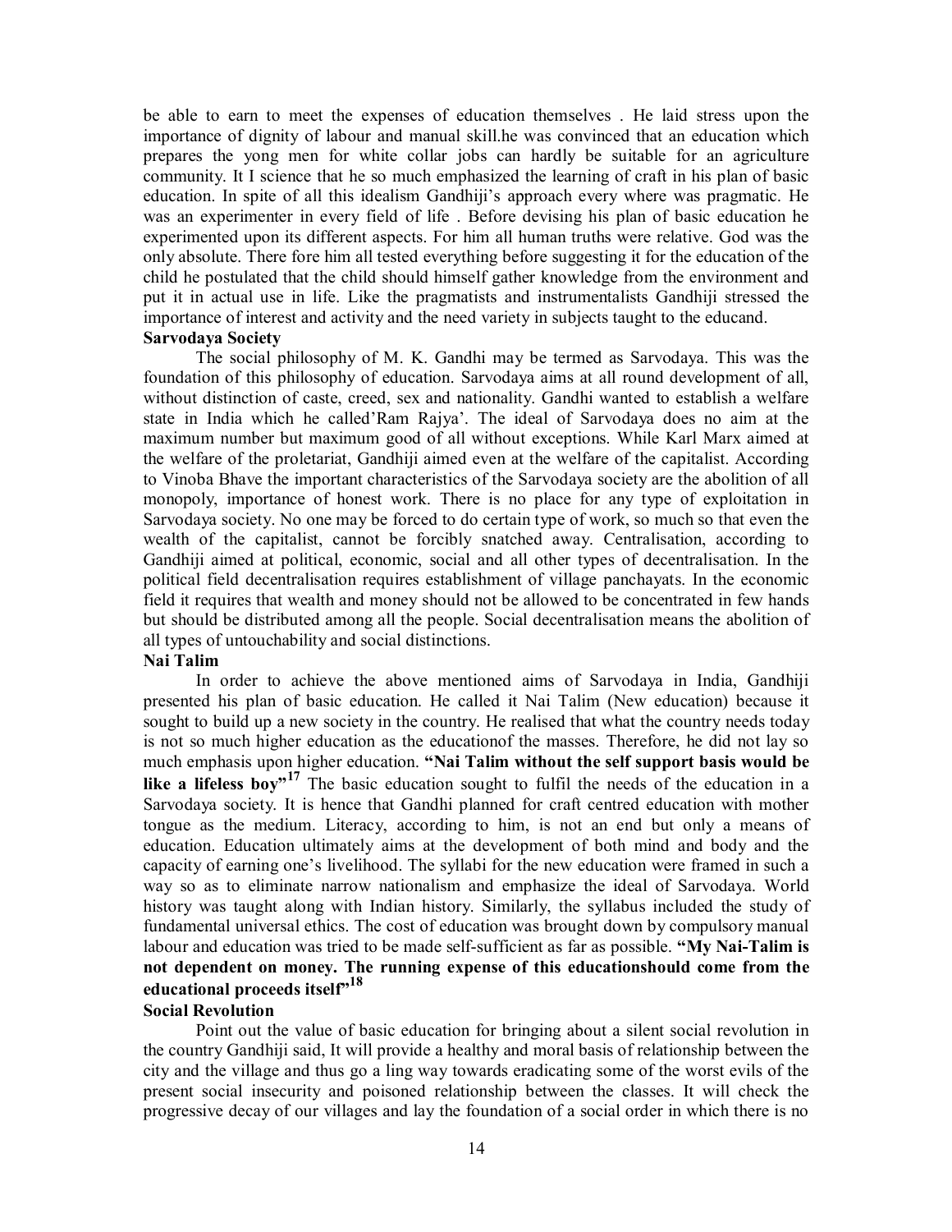be able to earn to meet the expenses of education themselves . He laid stress upon the importance of dignity of labour and manual skill.he was convinced that an education which prepares the yong men for white collar jobs can hardly be suitable for an agriculture community. It I science that he so much emphasized the learning of craft in his plan of basic education. In spite of all this idealism Gandhiji's approach every where was pragmatic. He was an experimenter in every field of life . Before devising his plan of basic education he experimented upon its different aspects. For him all human truths were relative. God was the only absolute. There fore him all tested everything before suggesting it for the education of the child he postulated that the child should himself gather knowledge from the environment and put it in actual use in life. Like the pragmatists and instrumentalists Gandhiji stressed the importance of interest and activity and the need variety in subjects taught to the educand.

**Sarvodaya Society**

The social philosophy of M. K. Gandhi may be termed as Sarvodaya. This was the foundation of this philosophy of education. Sarvodaya aims at all round development of all, without distinction of caste, creed, sex and nationality. Gandhi wanted to establish a welfare state in India which he called'Ram Rajya'. The ideal of Sarvodaya does no aim at the maximum number but maximum good of all without exceptions. While Karl Marx aimed at the welfare of the proletariat, Gandhiji aimed even at the welfare of the capitalist. According to Vinoba Bhave the important characteristics of the Sarvodaya society are the abolition of all monopoly, importance of honest work. There is no place for any type of exploitation in Sarvodaya society. No one may be forced to do certain type of work, so much so that even the wealth of the capitalist, cannot be forcibly snatched away. Centralisation, according to Gandhiji aimed at political, economic, social and all other types of decentralisation. In the political field decentralisation requires establishment of village panchayats. In the economic field it requires that wealth and money should not be allowed to be concentrated in few hands but should be distributed among all the people. Social decentralisation means the abolition of all types of untouchability and social distinctions.

**Nai Talim**

In order to achieve the above mentioned aims of Sarvodaya in India, Gandhiji presented his plan of basic education. He called it Nai Talim (New education) because it sought to build up a new society in the country. He realised that what the country needs today is not so much higher education as the educationof the masses. Therefore, he did not lay so much emphasis upon higher education. **"Nai Talim without the self support basis would be like a lifeless boy"[17]** The basic education sought to fulfil the needs of the education in a Sarvodaya society. It is hence that Gandhi planned for craft centred education with mother tongue as the medium. Literacy, according to him, is not an end but only a means of education. Education ultimately aims at the development of both mind and body and the capacity of earning one's livelihood. The syllabi for the new education were framed in such a way so as to eliminate narrow nationalism and emphasize the ideal of Sarvodaya. World history was taught along with Indian history. Similarly, the syllabus included the study of fundamental universal ethics. The cost of education was brought down by compulsory manual labour and education was tried to be made self-sufficient as far as possible. **"My Nai-Talim is not dependent on money. The running expense of this educationshould come from the educational proceeds itself"[18]**

**Social Revolution**

Point out the value of basic education for bringing about a silent social revolution in the country Gandhiji said, It will provide a healthy and moral basis of relationship between the city and the village and thus go a ling way towards eradicating some of the worst evils of the present social insecurity and poisoned relationship between the classes. It will check the progressive decay of our villages and lay the foundation of a social order in which there is no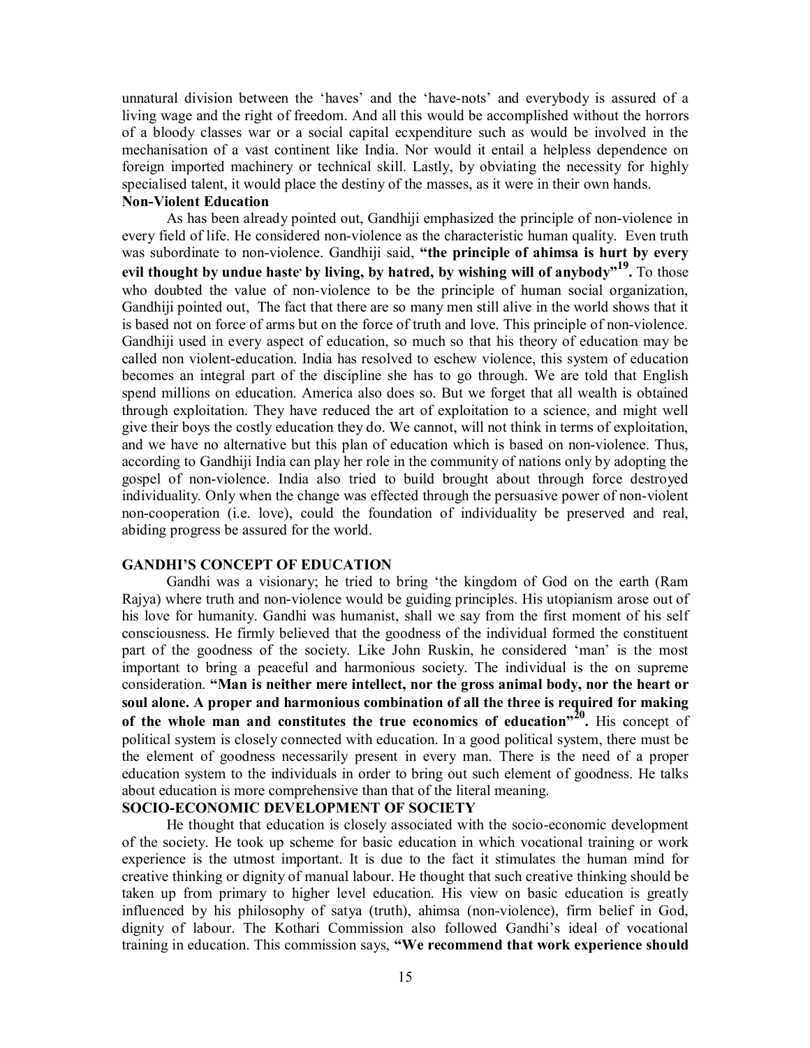unnatural division between the 'haves' and the 'have-nots' and everybody is assured of a living wage and the right of freedom. And all this would be accomplished without the horrors of a bloody classes war or a social capital ecxpenditure such as would be involved in the mechanisation of a vast continent like India. Nor would it entail a helpless dependence on foreign imported machinery or technical skill. Lastly, by obviating the necessity for highly specialised talent, it would place the destiny of the masses, as it were in their own hands.

**Non-Violent Education**

As has been already pointed out, Gandhiji emphasized the principle of non-violence in every field of life. He considered non-violence as the characteristic human quality. Even truth was subordinate to non-violence. Gandhiji said, **"the principle of ahimsa is hurt by every evil thought by undue haste, by living, by hatred, by wishing will of anybody"[19].** To those who doubted the value of non-violence to be the principle of human social organization, Gandhiji pointed out, The fact that there are so many men still alive in the world shows that it is based not on force of arms but on the force of truth and love. This principle of non-violence. Gandhiji used in every aspect of education, so much so that his theory of education may be called non violent-education. India has resolved to eschew violence, this system of education becomes an integral part of the discipline she has to go through. We are told that English spend millions on education. America also does so. But we forget that all wealth is obtained through exploitation. They have reduced the art of exploitation to a science, and might well give their boys the costly education they do. We cannot, will not think in terms of exploitation, and we have no alternative but this plan of education which is based on non-violence. Thus, according to Gandhiji India can play her role in the community of nations only by adopting the gospel of non-violence. India also tried to build brought about through force destroyed individuality. Only when the change was effected through the persuasive power of non-violent non-cooperation (i.e. love), could the foundation of individuality be preserved and real, abiding progress be assured for the world.

## GANDHI'S CONCEPT OF EDUCATION

Gandhi was a visionary; he tried to bring 'the kingdom of God on the earth (Ram Rajya) where truth and non-violence would be guiding principles. His utopianism arose out of his love for humanity. Gandhi was humanist, shall we say from the first moment of his self consciousness. He firmly believed that the goodness of the individual formed the constituent part of the goodness of the society. Like John Ruskin, he considered 'man' is the most important to bring a peaceful and harmonious society. The individual is the on supreme consideration. **"Man is neither mere intellect, nor the gross animal body, nor the heart or soul alone. A proper and harmonious combination of all the three is required for making of the whole man and constitutes the true economics of education"[20].** His concept of political system is closely connected with education. In a good political system, there must be the element of goodness necessarily present in every man. There is the need of a proper education system to the individuals in order to bring out such element of goodness. He talks about education is more comprehensive than that of the literal meaning.

## SOCIO-ECONOMIC DEVELOPMENT OF SOCIETY

He thought that education is closely associated with the socio-economic development of the society. He took up scheme for basic education in which vocational training or work experience is the utmost important. It is due to the fact it stimulates the human mind for creative thinking or dignity of manual labour. He thought that such creative thinking should be taken up from primary to higher level education. His view on basic education is greatly influenced by his philosophy of satya (truth), ahimsa (non-violence), firm belief in God, dignity of labour. The Kothari Commission also followed Gandhi's ideal of vocational training in education. This commission says, **"We recommend that work experience should**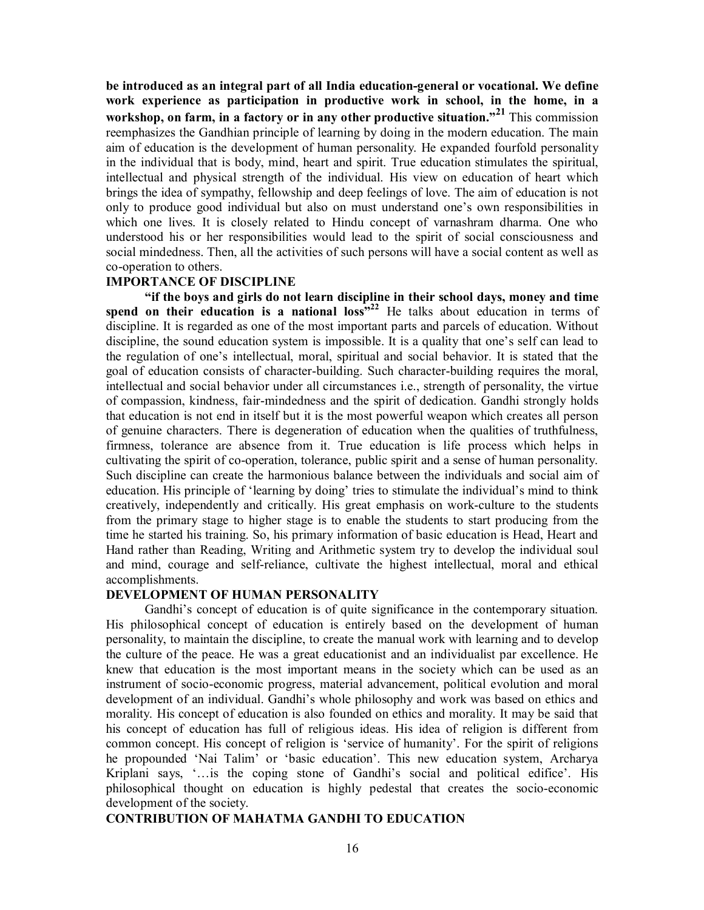**be introduced as an integral part of all India education-general or vocational. We define work experience as participation in productive work in school, in the home, in a workshop, on farm, in a factory or in any other productive situation."[21]** This commission reemphasizes the Gandhian principle of learning by doing in the modern education. The main aim of education is the development of human personality. He expanded fourfold personality in the individual that is body, mind, heart and spirit. True education stimulates the spiritual, intellectual and physical strength of the individual. His view on education of heart which brings the idea of sympathy, fellowship and deep feelings of love. The aim of education is not only to produce good individual but also on must understand one's own responsibilities in which one lives. It is closely related to Hindu concept of varnashram dharma. One who understood his or her responsibilities would lead to the spirit of social consciousness and social mindedness. Then, all the activities of such persons will have a social content as well as co-operation to others.

## IMPORTANCE OF DISCIPLINE

**"if the boys and girls do not learn discipline in their school days, money and time spend on their education is a national loss"[22]** He talks about education in terms of discipline. It is regarded as one of the most important parts and parcels of education. Without discipline, the sound education system is impossible. It is a quality that one's self can lead to the regulation of one's intellectual, moral, spiritual and social behavior. It is stated that the goal of education consists of character-building. Such character-building requires the moral, intellectual and social behavior under all circumstances i.e., strength of personality, the virtue of compassion, kindness, fair-mindedness and the spirit of dedication. Gandhi strongly holds that education is not end in itself but it is the most powerful weapon which creates all person of genuine characters. There is degeneration of education when the qualities of truthfulness, firmness, tolerance are absence from it. True education is life process which helps in cultivating the spirit of co-operation, tolerance, public spirit and a sense of human personality. Such discipline can create the harmonious balance between the individuals and social aim of education. His principle of 'learning by doing' tries to stimulate the individual's mind to think creatively, independently and critically. His great emphasis on work-culture to the students from the primary stage to higher stage is to enable the students to start producing from the time he started his training. So, his primary information of basic education is Head, Heart and Hand rather than Reading, Writing and Arithmetic system try to develop the individual soul and mind, courage and self-reliance, cultivate the highest intellectual, moral and ethical accomplishments.

## DEVELOPMENT OF HUMAN PERSONALITY

Gandhi's concept of education is of quite significance in the contemporary situation. His philosophical concept of education is entirely based on the development of human personality, to maintain the discipline, to create the manual work with learning and to develop the culture of the peace. He was a great educationist and an individualist par excellence. He knew that education is the most important means in the society which can be used as an instrument of socio-economic progress, material advancement, political evolution and moral development of an individual. Gandhi's whole philosophy and work was based on ethics and morality. His concept of education is also founded on ethics and morality. It may be said that his concept of education has full of religious ideas. His idea of religion is different from common concept. His concept of religion is 'service of humanity'. For the spirit of religions he propounded 'Nai Talim' or 'basic education'. This new education system, Archarya Kriplani says, '…is the coping stone of Gandhi's social and political edifice'. His philosophical thought on education is highly pedestal that creates the socio-economic development of the society.

## CONTRIBUTION OF MAHATMA GANDHI TO EDUCATION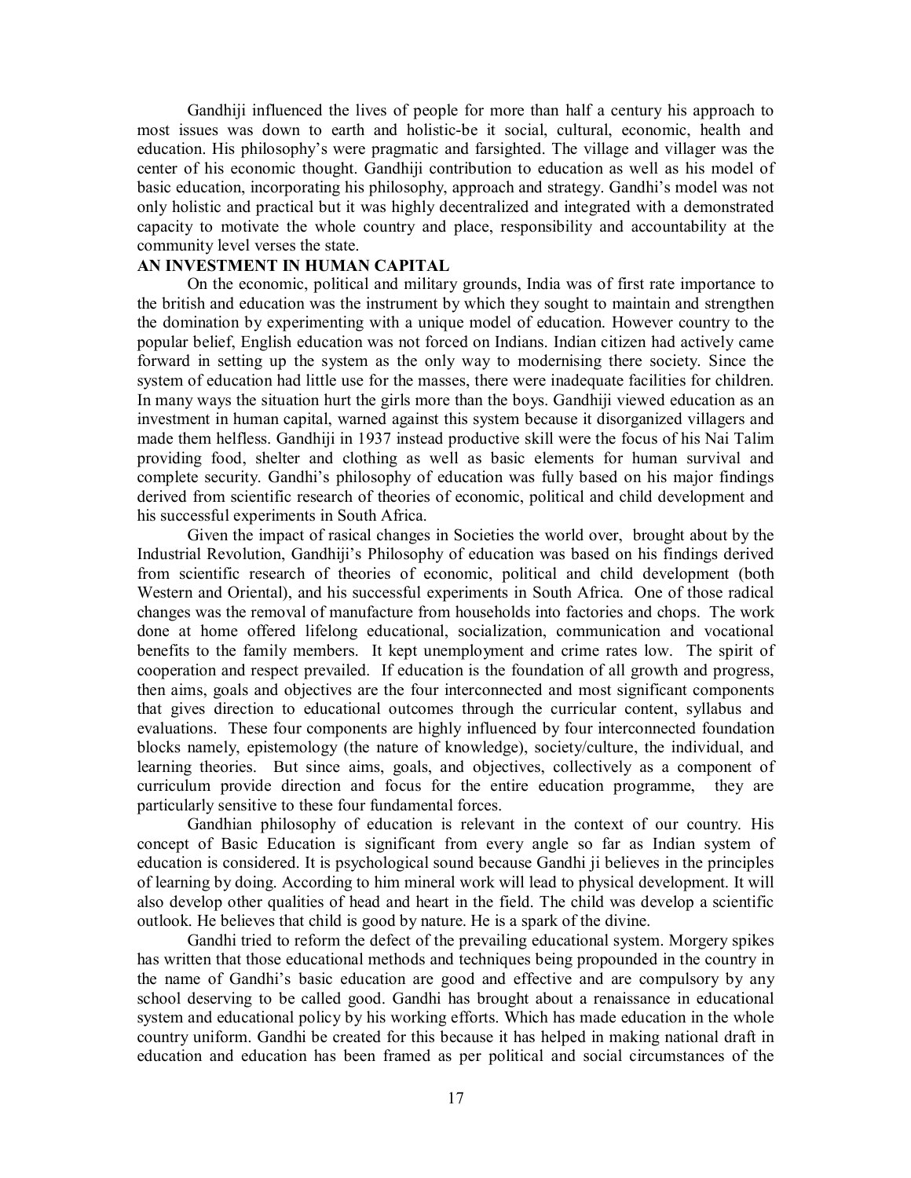Gandhiji influenced the lives of people for more than half a century his approach to most issues was down to earth and holistic-be it social, cultural, economic, health and education. His philosophy's were pragmatic and farsighted. The village and villager was the center of his economic thought. Gandhiji contribution to education as well as his model of basic education, incorporating his philosophy, approach and strategy. Gandhi's model was not only holistic and practical but it was highly decentralized and integrated with a demonstrated capacity to motivate the whole country and place, responsibility and accountability at the community level verses the state.

**AN INVESTMENT IN HUMAN CAPITAL**

On the economic, political and military grounds, India was of first rate importance to the british and education was the instrument by which they sought to maintain and strengthen the domination by experimenting with a unique model of education. However country to the popular belief, English education was not forced on Indians. Indian citizen had actively came forward in setting up the system as the only way to modernising there society. Since the system of education had little hurt use for the masses, there were inadequate facilities for children. In many ways the situation hurt the girls more than the boys. Gandhiji viewed education as an investment in human capital, warned against this system because it disorganized villagers and made them helfless. Gandhiji in 1937 instead productive skill were the focus of his Nai Talim providing food, shelter and clothing as well as basic elements for human survival and complete security. Gandhi's philosophy of education was fully based on his major findings derived from scientific research of theories of economic, political and child development and his successful experiments in South Africa.

Given the impact of rasical changes in Societies the world over, brought about by the Industrial Revolution, Gandhiji's Philosophy of education was based on his findings derived from scientific research of theories of economic, political and child development (both Western and Oriental), and his successful experiments in South Africa. One of those radical changes was the removal of manufacture from households into factories and chops. The work done at home offered lifelong educational, socialization, communication and vocational benefits to the family members. It kept unemployment and crime rates low. The spirit of cooperation and respect prevailed. If education is the foundation of all growth and progress, then aims, goals and objectives are the four interconnected and most significant components that gives direction to educational outcomes through the curricular content, syllabus and evaluations. These four components are highly influenced by four interconnected foundation blocks namely, epistemology (the nature of knowledge), society/culture, the individual, and learning theories. But since aims, goals, and objectives, collectively as a component of curriculum provide direction and focus for the entire education programme, they are particularly sensitive to these four fundamental forces.

Gandhian philosophy of education is relevant in the context of our country. His concept of Basic Education is significant from every angle so far as Indian system of education is considered. It is psychological sound because Gandhi ji believes in the principles of learning by doing. According to him mineral work will lead to physical development. It will also develop other qualities of head and heart in the field. The child was develop a scientific outlook. He believes that child is good by nature. He is a spark of the divine.

Gandhi tried to reform the defect of the prevailing educational system. Morgery spikes has written that those educational methods and techniques being propounded in the country in the name of Gandhi's basic education are good and effective and are compulsory by any school deserving to be called good. Gandhi has brought about a renaissance in educational system and educational policy by his working efforts. Which has made education in the whole country uniform. Gandhi be created for this because it has helped in making national draft in education and education has been framed as per political and social circumstances of the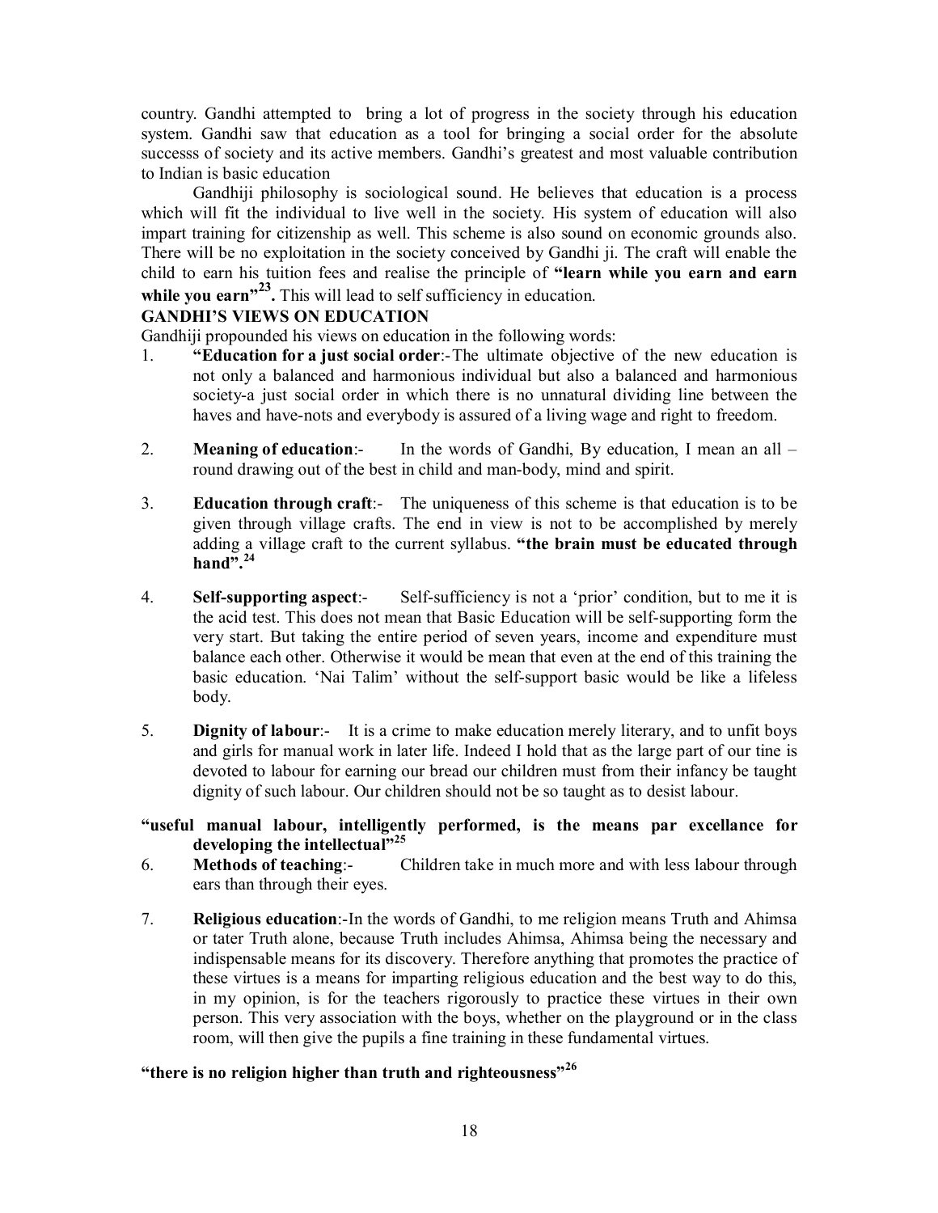country. Gandhi attempted to bring a lot of progress in the society through his education system. Gandhi saw that education as a tool for bringing a social order for the absolute successs of society and its active members. Gandhi's greatest and most valuable contribution to Indian is basic education

Gandhiji philosophy is sociological sound. He believes that education is a process which will fit the individual to live well in the society. His system of education will also impart training for citizenship as well. This scheme is also sound on economic grounds also. There will be no exploitation in the society conceived by Gandhi ji. The craft will enable the child to earn his tuition fees and realise the principle of **"learn while you earn and earn while you earn"[23].** This will lead to self sufficiency in education.

**GANDHI'S VIEWS ON EDUCATION**

Gandhiji propounded his views on education in the following words:

1. **"Education for a just social order**:-The ultimate objective of the new education is not only a balanced and harmonious individual but also a balanced and harmonious society-a just social order in which there is no unnatural dividing line between the haves and have-nots and everybody is assured of a living wage and right to freedom.

2. **Meaning of education**:- In the words of Gandhi, By education, I mean an all – round drawing out of the best in child and man-body, mind and spirit.

3. **Education through craft**:- The uniqueness of this scheme is that education is to be given through village crafts. The end in view is not to be accomplished by merely adding a village craft to the current syllabus. **"the brain must be educated through hand".[24]**

4. **Self-supporting aspect**:- Self-sufficiency is not a 'prior' condition, but to me it is the acid test. This does not mean that Basic Education will be self-supporting form the very start. But taking the entire period of seven years, income and expenditure must balance each other. Otherwise it would be mean that even at the end of this training the basic education. 'Nai Talim' without the self-support basic would be like a lifeless body.

5. **Dignity of labour**:- It is a crime to make education merely literary, and to unfit boys and girls for manual work in later life. Indeed I hold that as the large part of our tine is devoted to labour for earning our bread our children must from their infancy be taught dignity of such labour. Our children should not be so taught as to desist labour.

**"useful manual labour, intelligently performed, is the means par excellance for developing the intellectual"[25]**

6. **Methods of teaching**:- Children take in much more and with less labour through ears than through their eyes.

7. **Religious education**:-In the words of Gandhi, to me religion means Truth and Ahimsa or tater Truth alone, because Truth includes Ahimsa, Ahimsa being the necessary and indispensable means for its discovery. Therefore anything that promotes the practice of these virtues is a means for imparting religious education and the best way to do this, in my opinion, is for the teachers rigorously to practice these virtues in their own person. This very association with the boys, whether on the playground or in the class room, will then give the pupils a fine training in these fundamental virtues.

**"there is no religion higher than truth and righteousness"[26]**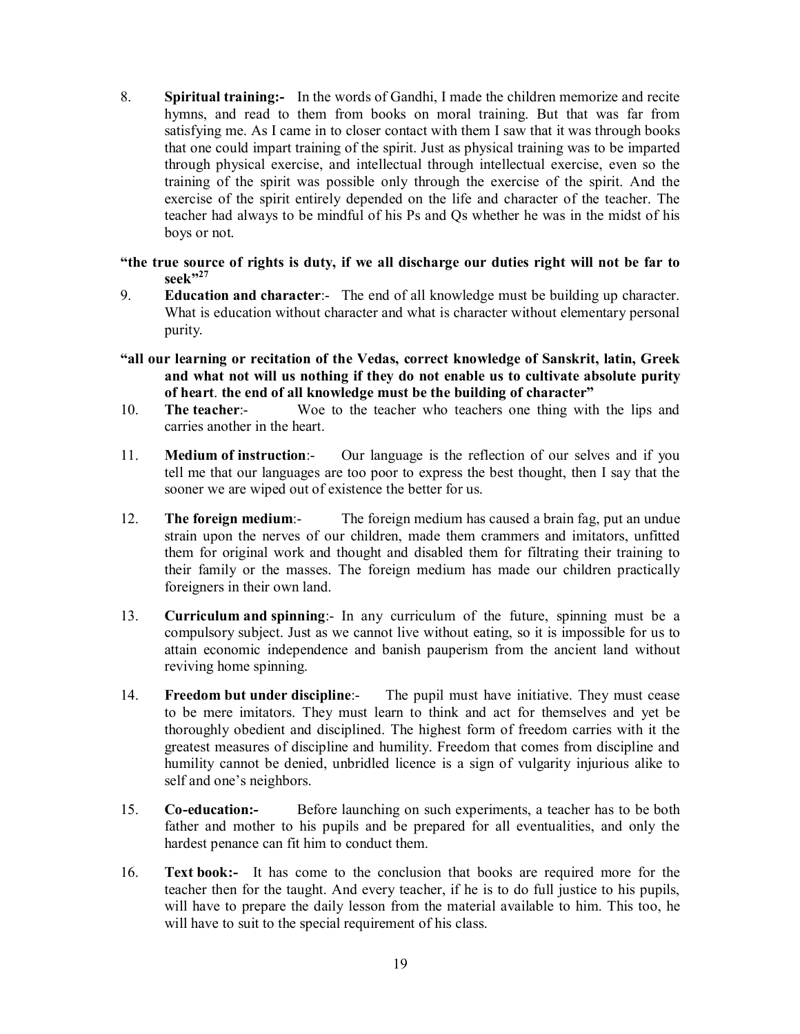8. **Spiritual training:-** In the words of Gandhi, I made the children memorize and recite hymns, and read to them from books on moral training. But that was far from satisfying me. As I came in to closer contact with them I saw that it was through books that one could impart training of the spirit. Just as physical training was to be imparted through physical exercise, and intellectual through intellectual exercise, even so the training of the spirit was possible only through the exercise of the spirit. And the exercise of the spirit entirely depended on the life and character of the teacher. The teacher had always to be mindful of his Ps and Qs whether he was in the midst of his boys or not.

**"the true source of rights is duty, if we all discharge our duties right will not be far to seek"[27]**

9. **Education and character**:- The end of all knowledge must be building up character. What is education without character and what is character without elementary personal purity.

**"all our learning or recitation of the Vedas, correct knowledge of Sanskrit, latin, Greek and what not will us nothing if they do not enable us to cultivate absolute purity of heart. the end of all knowledge must be the building of character"**

10. **The teacher**:- Woe to the teacher who teachers one thing with the lips and carries another in the heart.

11. **Medium of instruction**:- Our language is the reflection of our selves and if you tell me that our languages are too poor to express the best thought, then I say that the sooner we are wiped out of existence the better for us.

12. **The foreign medium**:- The foreign medium has caused a brain fag, put an undue strain upon the nerves of our children, made them crammers and imitators, unfitted them for original work and thought and disabled them for filtrating their training to their family or the masses. The foreign medium has made our children practically foreigners in their own land.

13. **Curriculum and spinning**:- In any curriculum of the future, spinning must be a compulsory subject. Just as we cannot live without eating, so it is impossible for us to attain economic independence and banish pauperism from the ancient land without reviving home spinning.

14. **Freedom but under discipline**:- The pupil must have initiative. They must cease to be mere imitators. They must learn to think and act for themselves and yet be thoroughly obedient and disciplined. The highest form of freedom carries with it the greatest measures of discipline and humility. Freedom that comes from discipline and humility cannot be denied, unbridled licence is a sign of vulgarity injurious alike to self and one's neighbors.

15. **Co-education:-** Before launching on such experiments, a teacher has to be both father and mother to his pupils and be prepared for all eventualities, and only the hardest penance can fit him to conduct them.

16. **Text book:-** It has come to the conclusion that books are required more for the teacher then for the taught. And every teacher, if he is to do full justice to his pupils, will have to prepare the daily lesson from the material available to him. This too, he will have to suit to the special requirement of his class.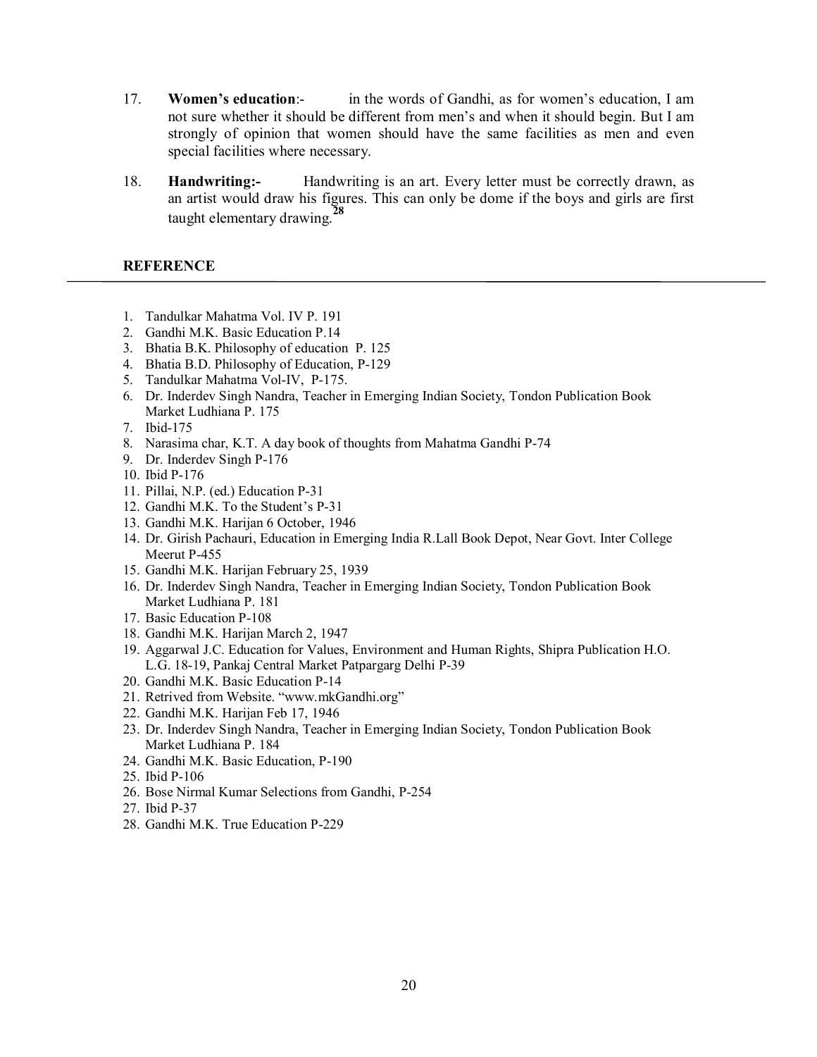17. **Women's education**:- in the words of Gandhi, as for women's education, I am not sure whether it should be different from men's and when it should begin. But I am strongly of opinion that women should have the same facilities as men and even special facilities where necessary.

18. **Handwriting:-** Handwriting is an art. Every letter must be correctly drawn, as an artist would draw his figures. This can only be dome if the boys and girls are first taught elementary drawing.[28]

**REFERENCE**

---

1. Tandulkar Mahatma Vol. IV P. 191
2. Gandhi M.K. Basic Education P.14
3. Bhatia B.K. Philosophy of education P. 125
4. Bhatia B.D. Philosophy of Education, P-129
5. Tandulkar Mahatma Vol-IV, P-175.
6. Dr. Inderdev Singh Nandra, Teacher in Emerging Indian Society, Tondon Publication Book Market Ludhiana P. 175
7. Ibid-175
8. Narasima char, K.T. A day book of thoughts from Mahatma Gandhi P-74
9. Dr. Inderdev Singh P-176
10. Ibid P-176
11. Pillai, N.P. (ed.) Education P-31
12. Gandhi M.K. To the Student's P-31
13. Gandhi M.K. Harijan 6 October, 1946
14. Dr. Girish Pachauri, Education in Emerging India R.Lall Book Depot, Near Govt. Inter College Meerut P-455
15. Gandhi M.K. Harijan February 25, 1939
16. Dr. Inderdev Singh Nandra, Teacher in Emerging Indian Society, Tondon Publication Book Market Ludhiana P. 181
17. Basic Education P-108
18. Gandhi M.K. Harijan March 2, 1947
19. Aggarwal J.C. Education for Values, Environment and Human Rights, Shipra Publication H.O. L.G. 18-19, Pankaj Central Market Patpargarg Delhi P-39
20. Gandhi M.K. Basic Education P-14
21. Retrived from Website. "www.mkGandhi.org"
22. Gandhi M.K. Harijan Feb 17, 1946
23. Dr. Inderdev Singh Nandra, Teacher in Emerging Indian Society, Tondon Publication Book Market Ludhiana P. 184
24. Gandhi M.K. Basic Education, P-190
25. Ibid P-106
26. Bose Nirmal Kumar Selections from Gandhi, P-254
27. Ibid P-37
28. Gandhi M.K. True Education P-229